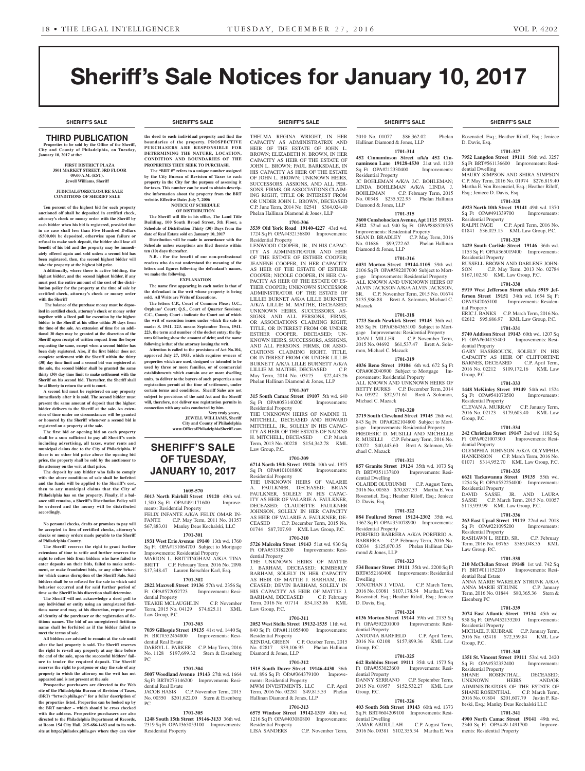# Sheriff's Sale Notices for January 10, 2017

SHERIFF'S SALE

## THIRD PUBLICATION

**Properties to be sold by the Office of the Sheriff, City and County of Philadelphia, on Tuesday, January 10, 2017 at the:**

**FIRST DISTRICT PLAZA**
**3801 MARKET STREET, 3RD FLOOR**
**09:00 A.M. (EST).**
**Jewell Williams, Sheriff**

**JUDICIAL/FORECLOSURE SALE CONDITIONS OF SHERIFF SALE**

**Ten percent of the highest bid for each property auctioned off shall be deposited in certified check, attorney's check or money order with the Sheriff by each bidder when his bid is registered, provided that in no case shall less than Five Hundred Dollars ($500.00) be deposited, otherwise upon failure or refusal to make such deposit, the bidder shall lose all benefit of his bid and the property may be immediately offered again and sold unless a second bid has been registered, then, the second highest bidder will take the property at the highest bid price.**

**Additionally, where there is active bidding, the highest bidder, and the second highest bidder, if any must post the entire amount of the cost of the distribution policy for the property at the time of sale by certified check, attorney's check or money order with the Sheriff**

**The balance of the purchase money must be deposited in certified check, attorney's check or money order together with a Deed poll for execution by the highest bidder to the Sheriff at his office within 30 days from the time of the sale. An extension of time for an additional 30 days may be granted at the discretion of the Sheriff upon receipt of written request from the buyer requesting the same, except when a second bidder has been duly registered. Also, if the first bidder does not complete settlement with the Sheriff within the thirty (30) day time limit and a second bid was registered at the sale, the second bidder shall be granted the same thirty (30) day time limit to make settlement with the Sheriff on his second bid. Thereafter, the Sheriff shall be at liberty to return the writ to court.**

**A second bid must be registered on any property immediately after it is sold. The second bidder must present the same amount of deposit that the highest bidder delivers to the Sheriff at the sale. An extension of time under no circumstances will be granted or honored by the Sheriff whenever a second bid is registered on a property at the sale.**

**The first bid or opening bid on each property shall be a sum sufficient to pay all Sheriff's costs including advertising, all taxes, water rents and municipal claims due to the City of Philadelphia. If there is no other bid price above the opening bid price, the property shall be sold by the auctioneer to the attorney on the writ at that price.**

**The deposit by any bidder who fails to comply with the above conditions of sale shall be forfeited and the funds will be applied to the Sheriff's cost, then to any municipal claims that the City of Philadelphia has on the property. Finally, if a balance still remains, a Sheriff's Distribution Policy will be ordered and the money will be distributed accordingly.**

**No personal checks, drafts or promises to pay will be accepted in lieu of certified checks, attorney's checks or money orders made payable to the Sheriff of Philadelphia County.**

**The Sheriff reserves the right to grant further extensions of time to settle and further reserves the right to refuse bids from bidders who have failed to enter deposits on their bids, failed to make settlement, or make fraudulent bids, or any other behavior which causes disruption of the Sheriff Sale. Said bidders shall be so refused for the sale in which said behavior occurred and for said further period of time as the Sheriff in his discretion shall determine.**

**The Sheriff will not acknowledge a deed poll to any individual or entity using an unregistered fictitious name and may, at his discretion, require proof of identity of the purchaser or the registration of fictitious names. The bid of an unregistered fictitious name shall be forfeited as if the bidder failed to meet the terms of sale.**

**All bidders are advised to remain at the sale until after the last property is sold. The Sheriff reserves the right to re-sell any property at any time before the end of the sale, upon the successful bidders' failure to tender the required deposit. The Sheriff reserves the right to postpone or stay the sale of any property in which the attorney on the writ has not appeared and is not present at the sale**

**Prospective purchasers are directed to the Web site of the Philadelphia Bureau of Revision of Taxes, (BRT) "brtweb.phila.gov" for a fuller description of the properties listed. Properties can be looked up by the BRT number – which should be cross checked with the address. Prospective purchasers are also directed to the Philadelphia Department of Records, at Room 154 City Hall, 215-686-1483 and to its website at http://philadox.phila.gov where they can view the deed to each individual property and find the boundaries of the property. PROSPECTIVE PURCHASERS ARE RESPONSIBLE FOR DETERMINING THE NATURE, LOCATION, CONDITION AND BOUNDARIES OF THE PROPERTIES THEY SEEK TO PURCHASE.**

**The "BRT #" refers to a unique number assigned by the City Bureau of Revision of Taxes to each property in the City for the purpose of assessing it for taxes. This number can be used to obtain descriptive information about the property from the BRT website. Effective Date: July 7, 2006**

**NOTICE OF SCHEDULE OF DISTRIBUTION**

**The Sheriff will file in his office, The Land Title Building, 100 South Broad Street, 5th Floor, a Schedule of Distribution Thirty (30) Days from the date of Real Estate sold on January 10, 2017**

**Distribution will be made in accordance with the Schedule unless exceptions are filed thereto within ten (10) days thereafter.**

**N.B. - For the benefit of our non-professional readers who do not understand the meaning of the letters and figures following the defendant's names, we make the following.**

**EXPLANATION**

**The name first appearing in each notice is that of the defendant in the writ whose property is being sold. All Writs are Writs of Executions.**

**The letters C.P., Court of Common Pleas; O.C., Orphans' Court; Q.S., Court of Quarter Sessions; C.C., County Court - indicate the Court out of which the writ of execution issues under which the sale is made: S. 1941. 223. means September Term, 1941. 223, the term and number of the docket entry; the figures following show the amount of debt; and the name following is that of the attorney issuing the writ.**

**Attention is called to the provisions of Act No.104, approved July 27, 1955, which requires owners of properties which are used, designed or intended to be used by three or more families, or of commercial establishments which contain one or more dwelling units, to deliver to the buyers of such properties a use registration permit at the time of settlement, under certain terms and conditions. Sheriff Sales are not subject to provisions of the said Act and the Sheriff will, therefore, not deliver use registration permits in connection with any sales conducted by him.**

**Very truly yours,**
**JEWELL WILLIAMS, Sheriff**
**City and County of Philadelphia**
**www.OfficeofPhiladelphiaSheriff.com**

## SHERIFF'S SALE OF TUESDAY, JANUARY 10, 2017

**1605-570**

**5013 North Fairhill Street 19120** 49th wd. 1,500 Sq Ft OPA#491171600 Improvements: Residential Property
FELIX INFANTE A/K/A FELIX OMAR INFANTE C.P. May Term, 2011 No. 01357 $67,883.01 Manley Deas Kochalski, LLC

**1701-301**

**1931 West Erie Avenue 19140** 13th wd. 1760 Sq Ft OPA#131064700 Subject to Mortgage Improvements: Residential Property
MARION L. BRITTINGHAM A/K/A TINA BRITT C.P. February Term, 2016 No. 2098 $17,348.47 Lauren Berschler Karl, Esq.

**1701-302**

**2822 Maxwell Street 19136** 57th wd. 2356 Sq Ft OPA#572052723 Improvements: Residential Property
TEAKIE MCLAUGHLIN C.P. November Term, 2015 No. 04129 $74,625.11 KML Law Group, P.C.

**1701-303**

**7039 Gillespie Street 19135** 41st wd. 1440 Sq Ft BRT#552454800 Improvements: Residential Real Estate
DARRYL L. PARKER C.P. May Term, 2016 No. 1128 $197,699.32 Stern & Eisenberg PC

**1701-304**

**5007 Woodland Avenue 19143** 27th wd. 1664 Sq Ft BRT#273146200 Improvements: Residential Real Estate
JACOB HASIS C.P. November Term, 2015 No. 00350 $201,622.00 Stern & Eisenberg PC

**1701-305**

**1248 South 15th Street 19146-3133** 36th wd. 2319 Sq Ft OPA#365053100 Improvements: Residential Property
THELMA REGINA WRIGHT, IN HER CAPACITY AS ADMINISTRATRIX AND HEIR OF THE ESTATE OF JOHN L. BROWN; ELIZABETH N. BROWN, IN HER CAPACITY AS HEIR OF THE ESTATE OF JOHN L. BROWN; PAUL BARKSDALE, IN HIS CAPACITY AS HEIR OF THE ESTATE OF JOHN L. BROWN; UNKNOWN HEIRS, SUCCESSORS, ASSIGNS, AND ALL PERSONS, FIRMS, OR ASSOCIATIONS CLAIMING RIGHT, TITLE OR INTEREST FROM OR UNDER JOHN L. BROWN, DECEASED C.P. June Term, 2014 No. 02541 $364,024.40 Phelan Hallinan Diamond & Jones, LLP

**1701-306**

**3539 Old York Road 19140-4227** 43rd wd. 1724 Sq Ft OPA#432156800 Improvements: Residential Property
LENWOOD COOPER, JR., IN HIS CAPACITY AS ADMINISTRATOR AND HEIR OF THE ESTATE OF ESTHER COOPER; JEANENE COOPER, IN HER CAPACITY AS HEIR OF THE ESTATE OF ESTHER COOPER; NICOLE COOPER, IN HER CAPACITY AS HEIR OF THE ESTATE OF ESTHER COOPER; UNKNOWN SUCCESSOR ADMINISTRATOR OF THE ESTATE OF LILLIE BURNET A/K/A LILLE BURNETT A/K/A LILLIE M. MAITHE, DECEASED; UNKNOWN HEIRS, SUCCESSORS, ASSIGNS, AND ALL PERSONS, FIRMS, OR ASSOCIATIONS CLAIMING RIGHT, TITLE, OR INTEREST FROM OR UNDER ESTHER COOPER, DECEASED; UNKNOWN HEIRS, SUCCESSORS, ASSIGNS, AND ALL PERSONS, FIRMS, OR ASSOCIATIONS CLAIMING RIGHT, TITLE, OR INTEREST FROM OR UNDER LILLIE BURNETT A/K/A LILLE BURNETT A/K/A LILLIE M. MAITHE, DECEASED C.P. May Term, 2014 No. 03125 $22,443.26 Phelan Hallinan Diamond & Jones, LLP

**1701-307**

**315 South Camac Street 19107** 5th wd. 640 Sq Ft OPA#053140200 Improvements: Residential Property
THE UNKNOWN HEIRS OF NADINE H. MITCHELL, DECEASED AND HOWARD MITCHELL, JR., SOLELY IN HIS CAPACITY AS HEIR OF THE ESTATE OF NADINE H. MITCHELL, DECEASED C.P. March Term, 2013 No. 00228 $154,342.78 KML Law Group, P.C.

**1701-309**

**6714 North 15th Street 19126** 10th wd. 1925 Sq Ft OPA#101018800 Improvements: Residential Property
THE UNKNOWN HEIRS OF VALARIE A. FAULKNER, DECEASED; BRIAN FAULKNER, SOLELY IN HIS CAPACITY AS HEIR OF VALARIE A. FAULKNER, DECEASED; CLAUDETTE FAULKNER JOHNSON, SOLELY IN HER CAPACITY AS HEIR OF VALARIE A. FAULKNER, DECEASED C.P. December Term, 2015 No. 01744 $87,707.90 KML Law Group, P.C.

**1701-310**

**5726 Malcolm Street 19143** 51st wd. 930 Sq Ft OPA#513182200 Improvements: Residential Property
THE UNKNOWN HEIRS OF MATTIE J. BARHAM, DECEASED; KIMBERLY BARHAM, SOLELY IN HER CAPACITY AS HEIR OF MATTIE J. BARHAM, DECEASED; DEVIN BARHAM, SOLELY IN HIS CAPACITY AS HEIR OF MATTIE J. BARHAM, DECEASED C.P. February Term, 2016 No. 01714 $54,183.86 KML Law Group, P.C.

**1701-311**

**2052 West Stella Street 19132-1535** 11th wd. 840 Sq Ft OPA#111055400 Improvements: Residential Property
KENDAL GREEN C.P. October Term, 2015 No. 02817 $39,106.95 Phelan Hallinan Diamond & Jones, LLP

**1701-312**

**1515 South Dover Street 19146-4430** 36th wd. 896 Sq Ft OPA#364379100 Improvements: Residential Property
MWM INVESTMENTS, LLC C.P. April Term, 2016 No. 02281 $49,815.53 Phelan Hallinan Diamond & Jones, LLP

**1701-313**

**6575 Windsor Street 19142-1319** 40th wd. 1216 Sq Ft OPA#403080800 Improvements: Residential Property
LISA SANDERS C.P. November Term, 2010 No. 01077 $86,362.02 Phelan Hallinan Diamond & Jones, LLP

**1701-314**

**452 Cinnaminson Street a/k/a 452 Cinnaminson Lane 19128-4530** 21st wd. 1120 Sq Ft OPA#212330400 Improvements: Residential Property
JC BOHLEMAN A/K/A J.C. BOHLEMAN; LINDA BOHLEMAN A/K/A LINDA J. BOHLEMAN C.P. February Term, 2015 No. 00348 $235,522.95 Phelan Hallinan Diamond & Jones, LLP

**1701-315**

**3600 Conshohocken Avenue, Apt 1115 19131-5322** 52nd wd. 940 Sq Ft OPA#888520535 Improvements: Residential Property
SEAN D. BRADLEY C.P. May Term, 2016 No. 01686 $99,722.62 Phelan Hallinan Diamond & Jones, LLP

**1701-316**

**6031 Morton Street 19144-1105** 59th wd. 2106 Sq Ft OPA#592207000 Subject to Mortgage Improvements: Residential Property
ALL KNOWN AND UNKNOWN HEIRS OF ALVIN JACKSON A/K/A ALVIN JACKSON, SR. C.P. November Term, 2015 No. 01674 $135,986.88 Brett A. Solomon, Michael C. Mazack

**1701-318**

**1723 South Newkirk Street 19145** 36th wd. 865 Sq Ft OPA#364363100 Subject to Mortgage Improvements: Residential Property
JOAN I. MILLER C.P. November Term, 2015 No. 04692 $61,537.47 Brett A. Solomon, Michael C. Mazack

**1701-319**

**4036 Reno Street 19104** 6th wd. 672 Sq Ft OPA#062040900 Subject to Mortgage Improvements: Residential Property
ALL KNOWN AND UNKNOWN HEIRS OF BETTY BURKS C.P. December Term, 2014 No. 03922 $32,971.61 Brett A. Solomon, Michael C. Mazack

**1701-320**

**2719 South Cleveland Street 19145** 26th wd. 843 Sq Ft OPA#262104800 Subject to Mortgage Improvements: Residential Property
FREDERIC D. MUSILLI AND MICHELLE R. MUSILLI C.P. February Term, 2016 No. 02072 $40,443.60 Brett A. Solomon, Michael C. Mazack

**1701-321**

**857 Granite Street 19124** 35th wd. 1073 Sq Ft BRT#351137800 Improvements: Residential Dwelling
OLAJIDE OLUBUNMI C.P. August Term, 2016 No. 00585 $70,857.33 Martha E. Von Rosenstiel, Esq.; Heather Riloff, Esq.; Jeniece D. Davis, Esq.

**1701-322**

**884 Foulkrod Street 19124-2302** 35th wd. 1362 Sq Ft OPA#351078900 Improvements: Residential Property
PORFIRIO BARRERA A/K/A PORFIRIO A. BARRERA C.P. February Term, 2016 No. 02034 $125,070.35 Phelan Hallinan Diamond & Jones, LLP

**1701-323**

**534 Benner Street 19111** 35th wd. 2200 Sq Ft BRT#352160400 Improvements: Residential Dwelling
JONATHAN J. VIDAL C.P. March Term, 2016 No. 03081 $107,178.54 Martha E. Von Rosenstiel, Esq.; Heather Riloff, Esq.; Jeniece D. Davis, Esq.

**1701-324**

**6136 Morton Street 19144** 59th wd. 2133 Sq Ft OPA#592201000 Improvements: Residential Property
ANTONIA BARFIELD C.P. April Term, 2016 No. 02108 $157,899.36 KML Law Group, P.C.

**1701-325**

**642 Robbins Street 19111** 35th wd. 1573 Sq Ft OPA#353023600 Improvements: Residential Property
DANNY SERRANO C.P. September Term, 2015 No. 01957 $152,532.27 KML Law Group, P.C.

**1701-326**

**403 South 56th Street 19143** 60th wd. 1373 Sq Ft BRT#604209100 Improvements: Residential Dwelling
JAMAR ABDULLAH C.P. August Term, 2016 No. 00381 $102,355.34 Martha E. Von Rosenstiel, Esq.; Heather Riloff, Esq.; Jeniece D. Davis, Esq.

**1701-327**

**7952 Langdon Street 19111** 56th wd. 3257 Sq Ft BRT#561136600 Improvements: Residential Dwelling
MAURY SIMPSON AND SHIRA SIMPSON C.P. May Term, 2016 No. 01974 $276,819.40 Martha E. Von Rosenstiel, Esq.; Heather Riloff, Esq.; Jeniece D. Davis, Esq.

**1701-328**

**4923 North 10th Street 19141** 49th wd. 1370 Sq Ft OPA#491339700 Improvements: Residential Property
RALPH PAGE C.P. April Term, 2016 No. 01841 $36,023.15 KML Law Group, P.C.

**1701-329**

**1429 South Carlisle Street 19146** 36th wd. 1153 Sq Ft OPA#365019400 Improvements: Residential Property
RUSSELL BROWN AND DARLENE JOHNSON C.P. May Term, 2013 No. 02784 $167,102.50 KML Law Group, P.C.

**1701-330**

**5919 West Jefferson Street a/k/a 5919 Jefferson Street 19151** 34th wd. 1654 Sq Ft OPA#342065100 Improvements: Residential Property
ERIC J. BANKS C.P. March Term, 2016 No. 02612 $95,686.97 KML Law Group, P.C.

**1701-331**

**5740 Addison Street 19143** 60th wd. 1207 Sq Ft OPA#604135400 Improvements: Residential Property
GARY HASBROUCK, SOLELY IN HIS CAPACITY AS HEIR OF CLIFFORTINE BARNES, DECEASED C.P. April Term, 2016 No. 02212 $109,172.16 KML Law Group, P.C.

**1701-333**

**1448 McKinley Street 19149** 54th wd. 1524 Sq Ft OPA#541070500 Improvements: Residential Property
CLEVAN A. MURRAY C.P. January Term, 2016 No. 02123 $179,603.40 KML Law Group, P.C.

**1701-334**

**242 Christian Street 19147** 2nd wd. 1182 Sq Ft OPA#021007300 Improvements: Residential Property
OLYMPHIA JOHNSON A/K/A OLYMPHIA HANKINSON C.P. March Term, 2016 No. 01071 $314,952.70 KML Law Group, P.C.

**1701-335**

**6621 Tackawanna Street 19135** 55th wd. 1254 Sq Ft OPA#552254000 Improvements: Residential Property
DAVID SASSE, JR. AND LAURA SASSE C.P. March Term, 2015 No. 01057 $113,939.99 KML Law Group, P.C.

**1701-336**

**263 East Upsal Street 19119** 22nd wd. 2018 Sq Ft OPA#221095200 Improvements: Residential Property
RASHAWN L. REED, SR. C.P. February Term, 2016 No. 03765 $363,048.35 KML Law Group, P.C.

**1701-338**

**210 McClellan Street 19148** 1st wd. 742 Sq Ft BRT#011152200 Improvements: Residential Real Estate
ANNA MARIE WAKELEY STRUNK A/K/A ANNA MARIE STRUNK C.P. January Term, 2016 No. 01844 $80,365.36 Stern & Eisenberg PC

**1701-339**

**2074 East Atlantic Street 19134** 45th wd. 958 Sq Ft OPA#452133200 Improvements: Residential Property
MICHAEL F. KUBRAK C.P. January Term, 2016 No. 02418 $72,359.84 KML Law Group, P.C.

**1701-340**

**1351 St. Vincent Street 19111** 53rd wd. 2420 Sq Ft OPA#532332400 Improvements: Residential Property
SHANE ROSENTHAL, DECEASED; UNKNOWN HEIRS AND/OR ADMINISTRATORS OF THE ESTATE OF SHANE ROSENTHAL C.P. March Term, 2016 No. 01804 $201,607.79 Justin F. Kobeski, Esq.; Manley Deas Kochalski LLC

**1701-341**

**4900 North Camac Street 19141** 49th wd. 2340 Sq Ft OPA#49-1491700 Improvements: Residential Property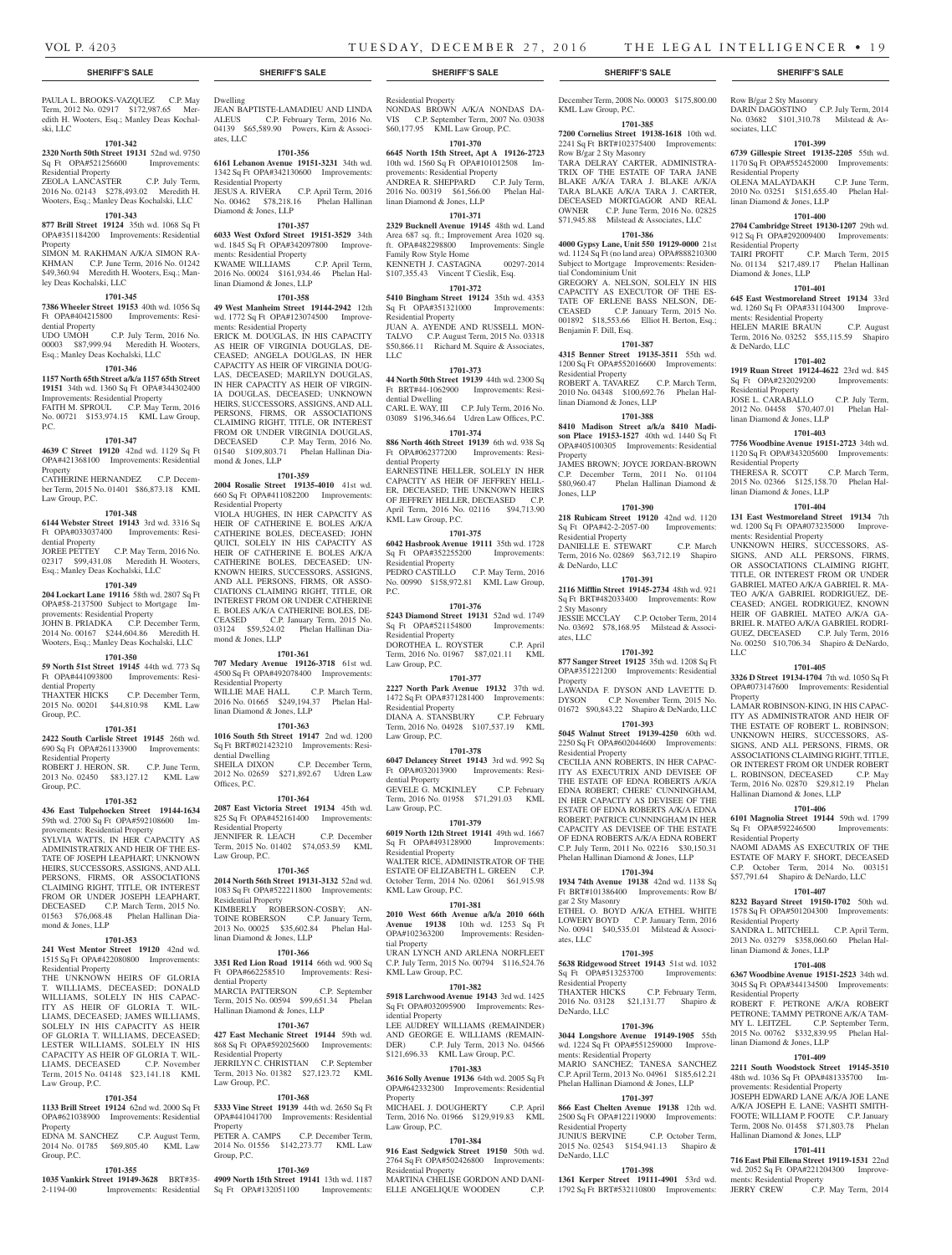## SHERIFF'S SALE

PAULA L. BROOKS-VAZQUEZ C.P. May Term, 2012 No. 02917 $172,987.65 Meredith H. Wooters, Esq.; Manley Deas Kochalski, LLC

**1701-342**

**2320 North 50th Street 19131** 52nd wd. 9750 Sq Ft OPA#521256600 Improvements: Residential Property
ZEOLA LANCASTER C.P. July Term, 2016 No. 02143 $278,493.02 Meredith H. Wooters, Esq.; Manley Deas Kochalski, LLC

**1701-343**

**877 Brill Street 19124** 35th wd. 1068 Sq Ft OPA#351184200 Improvements: Residential Property
SIMON M. RAKHMAN A/K/A SIMON RAKHMAN C.P. June Term, 2016 No. 01242 $49,360.94 Meredith H. Wooters, Esq.; Manley Deas Kochalski, LLC

**1701-345**

**7386 Wheeler Street 19153** 40th wd. 1056 Sq Ft OPA#404215800 Improvements: Residential Property
UDO UMOH C.P. July Term, 2016 No. 00003 $87,999.94 Meredith H. Wooters, Esq.; Manley Deas Kochalski, LLC

**1701-346**

**1157 North 65th Street a/k/a 1157 65th Street 19151** 34th wd. 1360 Sq Ft OPA#344302400 Improvements: Residential Property
FAITH M. SPROUL C.P. May Term, 2016 No. 00721 $153,974.15 KML Law Group, P.C.

**1701-347**

**4639 C Street 19120** 42nd wd. 1129 Sq Ft OPA#421368100 Improvements: Residential Property
CATHERINE HERNANDEZ C.P. December Term, 2015 No. 01401 $86,873.18 KML Law Group, P.C.

**1701-348**

**6144 Webster Street 19143** 3rd wd. 3316 Sq Ft OPA#033037400 Improvements: Residential Property
JOREE PETTEY C.P. May Term, 2016 No. 02317 $99,431.08 Meredith H. Wooters, Esq.; Manley Deas Kochalski, LLC

**1701-349**

**204 Lockart Lane 19116** 58th wd. 2807 Sq Ft OPA#58-2137500 Subject to Mortgage Improvements: Residential Property
JOHN B. PRIADKA C.P. December Term, 2014 No. 00167 $244,604.86 Meredith H. Wooters, Esq.; Manley Deas Kochalski, LLC

**1701-350**

**59 North 51st Street 19145** 44th wd. 773 Sq Ft OPA#441093800 Improvements: Residential Property
THAXTER HICKS C.P. December Term, 2015 No. 00201 $44,810.98 KML Law Group, P.C.

**1701-351**

**2422 South Carlisle Street 19145** 26th wd. 690 Sq Ft OPA#261133900 Improvements: Residential Property
ROBERT J. HERON, SR. C.P. June Term, 2013 No. 02450 $83,127.12 KML Law Group, P.C.

**1701-352**

**436 East Tulpehocken Street 19144-1634** 59th wd. 2700 Sq Ft OPA#592108600 Improvements: Residential Property
SYLVIA WATTS, IN HER CAPACITY AS ADMINISTRATRIX AND HEIR OF THE ESTATE OF JOSEPH LEAPHART; UNKNOWN HEIRS, SUCCESSORS, ASSIGNS, AND ALL PERSONS, FIRMS, OR ASSOCIATIONS CLAIMING RIGHT, TITLE, OR INTEREST FROM OR UNDER JOSEPH LEAPHART, DECEASED C.P. March Term, 2015 No. 01563 $76,068.48 Phelan Hallinan Diamond & Jones, LLP

**1701-353**

**241 West Mentor Street 19120** 42nd wd. 1515 Sq Ft OPA#422080800 Improvements: Residential Property
THE UNKNOWN HEIRS OF GLORIA T. WILLIAMS, DECEASED; DONALD WILLIAMS, SOLELY IN HIS CAPACITY AS HEIR OF GLORIA T. WILLIAMS, DECEASED; JAMES WILLIAMS, SOLELY IN HIS CAPACITY AS HEIR OF GLORIA T. WILLIAMS, DECEASED; LESTER WILLIAMS, SOLELY IN HIS CAPACITY AS HEIR OF GLORIA T. WILLIAMS, DECEASED C.P. November Term, 2015 No. 04148 $23,141.18 KML Law Group, P.C.

**1701-354**

**1133 Brill Street 19124** 62nd wd. 2000 Sq Ft OPA#621038900 Improvements: Residential Property
EDNA M. SANCHEZ C.P. August Term, 2014 No. 01785 $69,805.40 KML Law Group, P.C.

**1701-355**

**1035 Vankirk Street 19149-3628** BRT#35-2-1194-00 Improvements: Residential Dwelling
JEAN BAPTISTE-LAMADIEU AND LINDA ALEUS C.P. February Term, 2016 No. 04139 $65,589.90 Powers, Kirn & Associates, LLC

**1701-356**

**6161 Lebanon Avenue 19151-3231** 34th wd. 1342 Sq Ft OPA#342130600 Improvements: Residential Property
JESUS A. RIVERA C.P. April Term, 2016 No. 00462 $78,218.16 Phelan Hallinan Diamond & Jones, LLP

**1701-357**

**6033 West Oxford Street 19151-3529** 34th wd. 1845 Sq Ft OPA#342097800 Improvements: Residential Property
KWAME WILLIAMS C.P. April Term, 2016 No. 00024 $161,934.46 Phelan Hallinan Diamond & Jones, LLP

**1701-358**

**49 West Manheim Street 19144-2942** 12th wd. 1772 Sq Ft OPA#123074500 Improvements: Residential Property
ERICK M. DOUGLAS, IN HIS CAPACITY AS HEIR OF VIRGINIA DOUGLAS, DECEASED; ANGELA DOUGLAS, IN HER CAPACITY AS HEIR OF VIRGINIA DOUGLAS, DECEASED; MARILYN DOUGLAS, IN HER CAPACITY AS HEIR OF VIRGINIA DOUGLAS, DECEASED; UNKNOWN HEIRS, SUCCESSORS, ASSIGNS, AND ALL PERSONS, FIRMS, OR ASSOCIATIONS CLAIMING RIGHT, TITLE, OR INTEREST FROM OR UNDER VIRGINIA DOUGLAS, DECEASED C.P. May Term, 2016 No. 01540 $109,803.71 Phelan Hallinan Diamond & Jones, LLP

**1701-359**

**2004 Rosalie Street 19135-4010** 41st wd. 660 Sq Ft OPA#411082200 Improvements: Residential Property
VIOLA HUGHES, IN HER CAPACITY AS HEIR OF CATHERINE E. BOLES A/K/A CATHERINE BOLES, DECEASED; JOHN QUICI, SOLELY IN HIS CAPACITY AS HEIR OF CATHERINE E. BOLES A/K/A CATHERINE BOLES, DECEASED; UNKNOWN HEIRS, SUCCESSORS, ASSIGNS, AND ALL PERSONS, FIRMS, OR ASSOCIATIONS CLAIMING RIGHT, TITLE, OR INTEREST FROM OR UNDER CATHERINE E. BOLES A/K/A CATHERINE BOLES, DECEASED C.P. January Term, 2015 No. 03124 $59,524.02 Phelan Hallinan Diamond & Jones, LLP

**1701-361**

**707 Medary Avenue 19126-3718** 61st wd. 4500 Sq Ft OPA#492078400 Improvements: Residential Property
WILLIE MAE HALL C.P. March Term, 2016 No. 01665 $249,194.37 Phelan Hallinan Diamond & Jones, LLP

**1701-363**

**1016 South 5th Street 19147** 2nd wd. 1200 Sq Ft BRT#021423210 Improvements: Residential Dwelling
SHEILA DIXON C.P. December Term, 2012 No. 02659 $271,892.67 Udren Law Offices, P.C.

**1701-364**

**2087 East Victoria Street 19134** 45th wd. 825 Sq Ft OPA#452161400 Improvements: Residential Property
JENNIFER R. LEACH C.P. December Term, 2015 No. 01402 $74,053.59 KML Law Group, P.C.

**1701-365**

**2014 North 56th Street 19131-3132** 52nd wd. 1083 Sq Ft OPA#522211800 Improvements: Residential Property
KIMBERLY ROBERSON-COSBY; ANTOINE ROBERSON C.P. January Term, 2013 No. 00025 $35,602.84 Phelan Hallinan Diamond & Jones, LLP

**1701-366**

**3351 Red Lion Road 19114** 66th wd. 900 Sq Ft OPA#662258510 Improvements: Residential Property
MARCIA PATTERSON C.P. September Term, 2015 No. 00594 $99,651.34 Phelan Hallinan Diamond & Jones, LLP

**1701-367**

**427 East Mechanic Street 19144** 59th wd. 868 Sq Ft OPA#592025600 Improvements: Residential Property
JERRILYN C. CHRISTIAN C.P. September Term, 2013 No. 01382 $27,123.72 KML Law Group, P.C.

**1701-368**

**5333 Vine Street 19139** 44th wd. 2650 Sq Ft OPA#441041700 Improvements: Residential Property
PETER A. CAMPS C.P. December Term, 2014 No. 01556 $142,273.77 KML Law Group, P.C.

**1701-369**

**4909 North 15th Street 19141** 13th wd. 1187 Sq Ft OPA#132051100 Improvements: Residential Property
NONDAS BROWN A/K/A NONDAS DAVIS C.P. September Term, 2007 No. 03038 $60,177.95 KML Law Group, P.C.

**1701-370**

**6645 North 15th Street, Apt A 19126-2723** 10th wd. 1560 Sq Ft OPA#101012508 Improvements: Residential Property
ANDREA R. SHEPPARD C.P. July Term, 2016 No. 00319 $61,566.00 Phelan Hallinan Diamond & Jones, LLP

**1701-371**

**2329 Bucknell Avenue 19145** 48th wd. Land Area 687 sq. ft.; Improvement Area 1020 sq. ft. OPA#482298800 Improvements: Single Family Row Style Home
KENNETH J. CASTAGNA 00297-2014 $107,355.43 Vincent T Cieslik, Esq.

**1701-372**

**5410 Bingham Street 19124** 35th wd. 4353 Sq Ft OPA#351321000 Improvements: Residential Property
JUAN A. AYENDE AND RUSSELL MONTALVO C.P. August Term, 2015 No. 03318 $50,866.11 Richard M. Squire & Associates, LLC

**1701-373**

**44 North 50th Street 19139** 44th wd. 2300 Sq Ft BRT#44-1062900 Improvements: Residential Dwelling
CARL E. WAY, III C.P. July Term, 2016 No. 03089 $196,346.64 Udren Law Offices, P.C.

**1701-374**

**886 North 46th Street 19139** 6th wd. 938 Sq Ft OPA#062377200 Improvements: Residential Property
EARNESTINE HELLER, SOLELY IN HER CAPACITY AS HEIR OF JEFFREY HELLER, DECEASED; THE UNKNOWN HEIRS OF JEFFREY HELLER, DECEASED C.P. April Term, 2016 No. 02116 $94,713.90 KML Law Group, P.C.

**1701-375**

**6042 Hasbrook Avenue 19111** 35th wd. 1728 Sq Ft OPA#352255200 Improvements: Residential Property
PEDRO CASTILLO C.P. May Term, 2016 No. 00990 $158,972.81 KML Law Group, P.C.

**1701-376**

**5243 Diamond Street 19131** 52nd wd. 1749 Sq Ft OPA#521154800 Improvements: Residential Property
DOROTHEA L. ROYSTER C.P. April Term, 2016 No. 01967 $87,021.11 KML Law Group, P.C.

**1701-377**

**2227 North Park Avenue 19132** 37th wd. 1472 Sq Ft OPA#371281400 Improvements: Residential Property
DIANA A. STANSBURY C.P. February Term, 2016 No. 04928 $107,537.19 KML Law Group, P.C.

**1701-378**

**6047 Delancey Street 19143** 3rd wd. 992 Sq Ft OPA#032013900 Improvements: Residential Property
GEVELE G. MCKINLEY C.P. February Term, 2016 No. 01958 $71,291.03 KML Law Group, P.C.

**1701-379**

**6019 North 12th Street 19141** 49th wd. 1667 Sq Ft OPA#493128900 Improvements: Residential Property
WALTER RICE, ADMINISTRATOR OF THE ESTATE OF ELIZABETH L. GREEN C.P. October Term, 2014 No. 02061 $61,915.98 KML Law Group, P.C.

**1701-381**

**2010 West 66th Avenue a/k/a 2010 66th Avenue 19138** 10th wd. 1253 Sq Ft OPA#102363200 Improvements: Residential Property
URAN LYNCH AND ARLENA NORFLEET C.P. July Term, 2015 No. 00794 $116,524.76 KML Law Group, P.C.

**1701-382**

**5918 Larchwood Avenue 19143** 3rd wd. 1425 Sq Ft OPA#032095900 Improvements: Residential Property
LEE AUDREY WILLIAMS (REMAINDER) AND GEORGE E. WILLIAMS (REMAINDER) C.P. July Term, 2013 No. 04566 $121,696.33 KML Law Group, P.C.

**1701-383**

**3616 Solly Avenue 19136** 64th wd. 2005 Sq Ft OPA#642332300 Improvements: Residential Property
MICHAEL J. DOUGHERTY C.P. April Term, 2016 No. 01966 $129,919.83 KML Law Group, P.C.

**1701-384**

**916 East Sedgwick Street 19150** 50th wd. 2764 Sq Ft OPA#502426800 Improvements: Residential Property
MARTINA CHELISE GORDON AND DANIELLE ANGELIQUE WOODEN C.P. December Term, 2008 No. 00003 $175,800.00 KML Law Group, P.C.

**1701-385**

**7200 Cornelius Street 19138-1618** 10th wd. 2241 Sq Ft BRT#102375400 Improvements: Row B/gar 2 Sty Masonry
TARA DELRAY CARTER, ADMINISTRATRIX OF THE ESTATE OF TARA JANE BLAKE A/K/A TARA J. BLAKE A/K/A TARA BLAKE A/K/A TARA J. CARTER, DECEASED MORTGAGOR AND REAL OWNER C.P. June Term, 2016 No. 02825 $71,945.88 Milstead & Associates, LLC

**1701-386**

**4000 Gypsy Lane, Unit 550 19129-0000** 21st wd. 1124 Sq Ft (no land area) OPA#888210300 Subject to Mortgage Improvements: Residential Condominium Unit
GREGORY A. NELSON, SOLELY IN HIS CAPACITY AS EXECUTOR OF THE ESTATE OF ERLENE BASS NELSON, DECEASED C.P. January Term, 2015 No. 001892 $18,553.66 Elliot H. Berton, Esq.; Benjamin F. Dill, Esq.

**1701-387**

**4315 Benner Street 19135-3511** 55th wd. 1200 Sq Ft OPA#552016600 Improvements: Residential Property
ROBERT A. TAVAREZ C.P. March Term, 2010 No. 04348 $100,692.76 Phelan Hallinan Diamond & Jones, LLP

**1701-388**

**8410 Madison Street a/k/a 8410 Madison Place 19153-1527** 40th wd. 1440 Sq Ft OPA#405100305 Improvements: Residential Property
JAMES BROWN; JOYCE JORDAN-BROWN C.P. December Term, 2011 No. 01104 $80,960.47 Phelan Hallinan Diamond & Jones, LLP

**1701-390**

**218 Rubicam Street 19120** 42nd wd. 1120 Sq Ft OPA#42-2-2057-00 Improvements: Residential Property
DANIELLE E. STEWART C.P. March Term, 2016 No. 02869 $63,712.19 Shapiro & DeNardo, LLC

**1701-391**

**2116 Mifflin Street 19145-2734** 48th wd. 921 Sq Ft BRT#482033400 Improvements: Row 2 Sty Masonry
JESSIE MCCLAY C.P. October Term, 2014 No. 03692 $78,168.95 Milstead & Associates, LLC

**1701-392**

**877 Sanger Street 19125** 35th wd. 1208 Sq Ft OPA#351221200 Improvements: Residential Property
LAWANDA F. DYSON AND LAVETTE D. DYSON C.P. November Term, 2015 No. 01672 $90,843.22 Shapiro & DeNardo, LLC

**1701-393**

**5045 Walnut Street 19139-4250** 60th wd. 2250 Sq Ft OPA#602044600 Improvements: Residential Property
CECILIA ANN ROBERTS, IN HER CAPACITY AS EXECUTRIX AND DEVISEE OF THE ESTATE OF EDNA ROBERTS A/K/A EDNA ROBERT; CHERE' CUNNINGHAM, IN HER CAPACITY AS DEVISEE OF THE ESTATE OF EDNA ROBERTS A/K/A EDNA ROBERT; PATRICE CUNNINGHAM IN HER CAPACITY AS DEVISEE OF THE ESTATE OF EDNA ROBERTS A/K/A EDNA ROBERT C.P. July Term, 2011 No. 02216 $30,150.31 Phelan Hallinan Diamond & Jones, LLP

**1701-394**

**1934 74th Avenue 19138** 42nd wd. 1138 Sq Ft BRT#101386400 Improvements: Row B/gar 2 Sty Masonry
ETHEL O. BOYD A/K/A ETHEL WHITE LOWERY BOYD C.P. January Term, 2016 No. 00941 $40,535.01 Milstead & Associates, LLC

**1701-395**

**5638 Ridgewood Street 19143** 51st wd. 1032 Sq Ft OPA#513253700 Improvements: Residential Property
THAXTER HICKS C.P. February Term, 2016 No. 03128 $21,131.77 Shapiro & DeNardo, LLC

**1701-396**

**3044 Longshore Avenue 19149-1905** 55th wd. 1224 Sq Ft OPA#551259000 Improvements: Residential Property
MARIO SANCHEZ; TANESA SANCHEZ C.P. April Term, 2013 No. 04961 $185,612.21 Phelan Hallinan Diamond & Jones, LLP

**1701-397**

**866 East Chelten Avenue 19138** 12th wd. 2500 Sq Ft OPA#122119000 Improvements: Residential Property
JUNIUS BERVINE C.P. October Term, 2015 No. 02543 $154,941.13 Shapiro & DeNardo, LLC

**1701-398**

**1361 Kerper Street 19111-4901** 53rd wd. 1792 Sq Ft BRT#532110800 Improvements: Row B/gar 2 Sty Masonry
DARIN DAGOSTINO C.P. July Term, 2014 No. 03682 $101,310.78 Milstead & Associates, LLC

**1701-399**

**6739 Gillespie Street 19135-2205** 55th wd. 1170 Sq Ft OPA#552452000 Improvements: Residential Property
OLENA MALAYDAKH C.P. June Term, 2010 No. 03251 $151,655.40 Phelan Hallinan Diamond & Jones, LLP

**1701-400**

**2704 Cambridge Street 19130-1207** 29th wd. 912 Sq Ft OPA#292009400 Improvements: Residential Property
TAIRI PROFIT C.P. March Term, 2015 No. 01134 $217,489.17 Phelan Hallinan Diamond & Jones, LLP

**1701-401**

**645 East Westmoreland Street 19134** 33rd wd. 1260 Sq Ft OPA#331104300 Improvements: Residential Property
HELEN MARIE BRAUN C.P. August Term, 2016 No. 03252 $55,115.59 Shapiro & DeNardo, LLC

**1701-402**

**1919 Ruan Street 19124-4622** 23rd wd. 845 Sq Ft OPA#232029200 Improvements: Residential Property
JOSE L. CARABALLO C.P. July Term, 2012 No. 04458 $70,407.01 Phelan Hallinan Diamond & Jones, LLP

**1701-403**

**7756 Woodbine Avenue 19151-2723** 34th wd. 1120 Sq Ft OPA#343205600 Improvements: Residential Property
THERESA R. SCOTT C.P. March Term, 2015 No. 02366 $125,158.70 Phelan Hallinan Diamond & Jones, LLP

**1701-404**

**131 East Westmoreland Street 19134** 7th wd. 1200 Sq Ft OPA#073235000 Improvements: Residential Property
UNKNOWN HEIRS, SUCCESSORS, ASSIGNS, AND ALL PERSONS, FIRMS, OR ASSOCIATIONS CLAIMING RIGHT, TITLE, OR INTEREST FROM OR UNDER GABRIEL MATEO A/K/A GABRIEL R. MATEO A/K/A GABRIEL RODRIGUEZ, DECEASED; ANGEL RODRIGUEZ, KNOWN HEIR OF GABRIEL MATEO A/K/A GABRIEL R. MATEO A/K/A GABRIEL RODRIGUEZ, DECEASED C.P. July Term, 2016 No. 00250 $10,706.34 Shapiro & DeNardo, LLC

**1701-405**

**3326 D Street 19134-1704** 7th wd. 1050 Sq Ft OPA#073147600 Improvements: Residential Property
LAMAR ROBINSON-KING, IN HIS CAPACITY AS ADMINISTRATOR AND HEIR OF THE ESTATE OF ROBERT L. ROBINSON; UNKNOWN HEIRS, SUCCESSORS, ASSIGNS, AND ALL PERSONS, FIRMS, OR ASSOCIATIONS CLAIMING RIGHT, TITLE, OR INTEREST FROM OR UNDER ROBERT L. ROBINSON, DECEASED C.P. May Term, 2016 No. 02870 $29,812.19 Phelan Hallinan Diamond & Jones, LLP

**1701-406**

**6101 Magnolia Street 19144** 59th wd. 1799 Sq Ft OPA#592246500 Improvements: Residential Property
NAOMI ADAMS AS EXECUTRIX OF THE ESTATE OF MARY F. SHORT, DECEASED C.P. October Term, 2014 No. 003151 $57,791.64 Shapiro & DeNardo, LLC

**1701-407**

**8232 Bayard Street 19150-1702** 50th wd. 1578 Sq Ft OPA#501204300 Improvements: Residential Property
SANDRA L. MITCHELL C.P. April Term, 2013 No. 03279 $358,060.60 Phelan Hallinan Diamond & Jones, LLP

**1701-408**

**6367 Woodbine Avenue 19151-2523** 34th wd. 3045 Sq Ft OPA#344134500 Improvements: Residential Property
ROBERT F. PETRONE A/K/A ROBERT PETRONE; TAMMY PETRONE A/K/A TAMMY L. LEITZEL C.P. September Term, 2015 No. 00762 $332,839.95 Phelan Hallinan Diamond & Jones, LLP

**1701-409**

**2211 South Woodstock Street 19145-3510** 48th wd. 1036 Sq Ft OPA#481335700 Improvements: Residential Property
JOSEPH EDWARD LANE A/K/A JOE LANE A/K/A JOSEPH E. LANE; VASHTI SMITH-FOOTE; WILLIAM P. FOOTE C.P. January Term, 2008 No. 01458 $71,803.78 Phelan Hallinan Diamond & Jones, LLP

**1701-411**

**716 East Phil Ellena Street 19119-1531** 22nd wd. 2052 Sq Ft OPA#221204300 Improvements: Residential Property
JERRY CREW C.P. May Term, 2014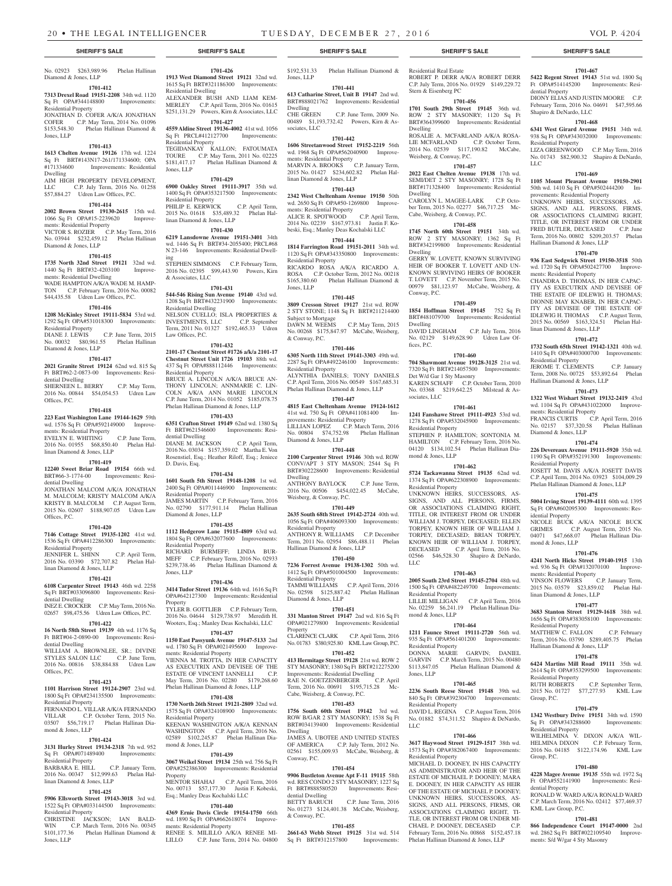No. 02923 $263,989.96 Phelan Hallinan Diamond & Jones, LLP

**1701-412**

**7313 Drexel Road 19151-2208** 34th wd. 1120 Sq Ft OPA#344148800 Improvements: Residential Property

JONATHAN D. COFER A/K/A JONATHAN COFER C.P. May Term, 2014 No. 01096 $153,548.30 Phelan Hallinan Diamond & Jones, LLP

**1701-413**

**1613 Chelten Avenue 19126** 17th wd. 1224 Sq Ft BRT#143N17-261/171334600; OPA #171334600 Improvements: Residential Dwelling

AIM HIGH PROPERTY DEVELOPMENT, LLC C.P. July Term, 2016 No. 01258 $57,884.27 Udren Law Offices, P.C.

**1701-414**

**2002 Brown Street 19130-2615** 15th wd. 1066 Sq Ft OPA#15-2239620 Improvements: Residential Property

VICTOR S. ROZIER C.P. May Term, 2016 No. 03944 $232,459.12 Phelan Hallinan Diamond & Jones, LLP

**1701-415**

**1735 North 32nd Street 19121** 32nd wd. 1440 Sq Ft BRT#32-4203100 Improvements: Residential Dwelling

WADE HAMPTON A/K/A WADE M. HAMPTON C.P. February Term, 2016 No. 00082 $44,435.58 Udren Law Offices, P.C.

**1701-416**

**1208 McKinley Street 19111-5834** 53rd wd. 1292 Sq Ft OPA#531018300 Improvements: Residential Property

DIANE J. LEWIS C.P. June Term, 2015 No. 00032 $80,961.55 Phelan Hallinan Diamond & Jones, LLP

**1701-417**

**2021 Granite Street 19124** 62nd wd. 815 Sq Ft BRT#62-2-0873-00 Improvements: Residential Dwelling

SHERNEEN L. BERRY C.P. May Term, 2016 No. 00844 $54,054.53 Udren Law Offices, P.C.

**1701-418**

**223 East Washington Lane 19144-1629** 59th wd. 1576 Sq Ft OPA#592149000 Improvements: Residential Property

EVELYN E. WHITING C.P. June Term, 2016 No. 01955 $68,850.40 Phelan Hallinan Diamond & Jones, LLP

**1701-419**

**12240 Sweet Briar Road 19154** 66th wd. BRT#66-3-1774-00 Improvements: Residential Dwelling

JONATHAN MALCOM A/K/A JONATHAN M. MALCOLM; KRISTY MALCOM A/K/A KRISTY B. MALCOLM C.P. August Term, 2015 No. 02607 $188,907.05 Udren Law Offices, P.C.

**1701-420**

**7146 Cottage Street 19135-1202** 41st wd. 1536 Sq Ft OPA#412286300 Improvements: Residential Property

JENNIFER L. SHINN C.P. April Term, 2016 No. 03390 $72,707.82 Phelan Hallinan Diamond & Jones, LLP

**1701-421**

**6108 Carpenter Street 19143** 46th wd. 2258 Sq Ft BRT#033096800 Improvements: Residential Dwelling

INEZ E. CROCKER C.P. May Term, 2016 No. 02657 $98,475.56 Udren Law Offices, P.C.

**1701-422**

**16 North 58th Street 19139** 4th wd. 1176 Sq Ft BRT#04-2-0890-00 Improvements: Residential Dwelling

WILLIAM A. BROWNLEE, SR.; DIVINE STYLES SALON LLC C.P. June Term, 2016 No. 00816 $38,884.88 Udren Law Offices, P.C.

**1701-423**

**1101 Harrison Street 19124-2907** 23rd wd. 1800 Sq Ft OPA#234135500 Improvements: Residential Property

FERNANDO L. VILLAR A/K/A FERNANDO VILLAR C.P. October Term, 2015 No. 03507 $56,719.17 Phelan Hallinan Diamond & Jones, LLP

**1701-424**

**3131 Hurley Street 19134-2318** 7th wd. 952 Sq Ft OPA#071489400 Improvements: Residential Property

BARBARA E. HILL C.P. January Term, 2016 No. 00347 $12,999.63 Phelan Hallinan Diamond & Jones, LLP

**1701-425**

**5906 Ellsworth Street 19143-3018** 3rd wd. 1522 Sq Ft OPA#033144500 Improvements: Residential Property

CHRISTINE JACKSON; IAN BALDWIN C.P. March Term, 2016 No. 00345 $101,177.36 Phelan Hallinan Diamond & Jones, LLP

**1701-426**

**1913 West Diamond Street 19121** 32nd wd. 1615 Sq Ft BRT#321186300 Improvements: Residential Dwelling

ALEXANDER BUSH AND LIAM KEMMERLEY C.P. April Term, 2016 No. 01615 $251,131.29 Powers, Kirn & Associates, LLC

**1701-427**

**4559 Aldine Street 19136-4002** 41st wd. 1056 Sq Ft PRCL#412127700 Improvements: Residential Property

TEGIDANKAY KALLON; FATOUMATA TOURE C.P. May Term, 2011 No. 02225 $181,417.17 Phelan Hallinan Diamond & Jones, LLP

**1701-429**

**6900 Oakley Street 19111-3917** 35th wd. 1400 Sq Ft OPA#353217500 Improvements: Residential Property

PHILIP E. KERWICK C.P. April Term, 2015 No. 01618 $35,489.32 Phelan Hallinan Diamond & Jones, LLP

**1701-430**

**6219 Lansdowne Avenue 19151-3401** 34th wd. 1446 Sq Ft BRT#34-2055400; PRCL#68 N 23-146 Improvements: Residential Dwelling

STEPHEN SIMMONS C.P. February Term, 2016 No. 02395 $99,443.90 Powers, Kirn & Associates, LLC

**1701-431**

**544-546 Rising Sun Avenue 19140** 43rd wd. 1208 Sq Ft BRT#432231900 Improvements: Residential Dwelling

NELSON CUELLO; ISLA PROPERTIES & INVESTMENTS, LLC C.P. September Term, 2011 No. 01327 $192,465.33 Udren Law Offices, P.C.

**1701-432**

**2101-17 Chestnut Street #1726 a/k/a 2101-17 Chestnut Street Unit 1726 19103** 88th wd. 437 Sq Ft OPA#888112446 Improvements: Residential Property

BRUCE A. LINCOLN A/K/A BRUCE ANTHONY LINCOLN; ANNMARIE C. LINCOLN A/K/A ANN MARIE LINCOLN C.P. June Term, 2014 No. 01052 $185,078.75 Phelan Hallinan Diamond & Jones, LLP

**1701-433**

**6351 Crafton Street 19149** 62nd wd. 1380 Sq Ft BRT#621546600 Improvements: Residential Dwelling

DIANE M. JACKSON C.P. April Term, 2016 No. 03034 $157,359.02 Martha E. Von Rosenstiel, Esq.; Heather Riloff, Esq.; Jeniece D. Davis, Esq.

**1701-434**

**1601 South 5th Street 19148-1208** 1st wd. 2400 Sq Ft OPA#011446900 Improvements: Residential Property

JAMES MARTIN C.P. February Term, 2016 No. 02790 $177,911.14 Phelan Hallinan Diamond & Jones, LLP

**1701-435**

**1112 Hedgerow Lane 19115-4809** 63rd wd. 1804 Sq Ft OPA#632077600 Improvements: Residential Property

RICHARD BURMEFF; LINDA BURMEFF C.P. February Term, 2016 No. 02933 $239,738.46 Phelan Hallinan Diamond & Jones, LLP

**1701-436**

**3414 Tudor Street 19136** 64th wd. 1616 Sq Ft OPA#642127300 Improvements: Residential Property

TYLER B. GOTTLIEB C.P. February Term, 2016 No. 04644 $129,738.97 Meredith H. Wooters, Esq.; Manley Deas Kochalski LLC

**1701-437**

**1150 East Passyunk Avenue 19147-5133** 2nd wd. 1780 Sq Ft OPA#021495600 Improvements: Residential Property

VIENNA M. TROTTA, IN HER CAPACITY AS EXECUTRIX AND DEVISEE OF THE ESTATE OF VINCENT IANNELLI C.P. May Term, 2016 No. 02280 $179,268.60 Phelan Hallinan Diamond & Jones, LLP

**1701-438**

**1730 North 26th Street 19121-2809** 32nd wd. 1575 Sq Ft OPA#324108900 Improvements: Residential Property

KEENAN WASHINGTON A/K/A KENNAN WASHINGTON C.P. April Term, 2016 No. 02589 $102,245.87 Phelan Hallinan Diamond & Jones, LLP

**1701-439**

**3067 Weikel Street 19134** 25th wd. 756 Sq Ft OPA#252386300 Improvements: Residential Property

MENTOR SHAHAJ C.P. April Term, 2016 No. 00713 $57,177.30 Justin F. Kobeski, Esq.; Manley Deas Kochalski LLC

**1701-440**

**4369 Ernie Davis Circle 19154-1750** 66th wd. 1890 Sq Ft OPA#662618074 Improvements: Residential Property

RENEE S. MILILLO A/K/A RENEE MILILLO C.P. June Term, 2014 No. 04800 $192,531.33 Phelan Hallinan Diamond & Jones, LLP

**1701-441**

**613 Catharine Street, Unit B 19147** 2nd wd. BRT#888021762 Improvements: Residential Dwelling

CHE GREEN C.P. June Term, 2009 No. 00489 $1,193,732.42 Powers, Kirn & Associates, LLC

**1701-442**

**1606 Streetanwood Street 19152-2219** 56th wd. 1968 Sq Ft OPA#562040900 Improvements: Residential Property

MARVIN A. BROOKS C.P. January Term, 2015 No. 01427 $234,602.82 Phelan Hallinan Diamond & Jones, LLP

**1701-443**

**2342 West Cheltenham Avenue 19150** 50th wd. 2650 Sq Ft OPA#50-1269800 Improvements: Residential Property

ALICE R. SPOTWOOD C.P. April Term, 2014 No. 02239 $167,973.81 Justin F. Kobeski, Esq.; Manley Deas Kochalski LLC

**1701-444**

**1814 Farrington Road 19151-2011** 34th wd. 1120 Sq Ft OPA#343350800 Improvements: Residential Property

RICARDO ROSA A/K/A RICARDO A. ROSA C.P. October Term, 2012 No. 00218 $165,380.60 Phelan Hallinan Diamond & Jones, LLP

**1701-445**

**3809 Cresson Street 19127** 21st wd. ROW 2 STY STONE; 1148 Sq Ft BRT#211214400 Subject to Mortgage

DAWN M. WEEMS C.P. May Term, 2015 No. 00268 $175,847.97 McCabe, Weisberg, & Conway, P.C.

**1701-446**

**6305 North 11th Street 19141-3303** 49th wd. 2287 Sq Ft OPA#492246100 Improvements: Residential Property

ALYNTHIA DANIELS; TONY DANIELS C.P. April Term, 2016 No. 00549 $167,685.31 Phelan Hallinan Diamond & Jones, LLP

**1701-447**

**4815 East Cheltenham Avenue 19124-1612** 41st wd. 750 Sq Ft OPA#411081400 Improvements: Residential Property

LILLIAN LOPEZ C.P. March Term, 2016 No. 00804 $74,752.98 Phelan Hallinan Diamond & Jones, LLP

**1701-448**

**2100 Carpenter Street 19146** 30th wd. ROW CONV/APT 3 STY MASON; 2544 Sq Ft BRT#302228600 Improvements: Residential Dwelling

ANTHONY BAYLOCK C.P. June Term, 2016 No. 00506 $454,022.45 McCabe, Weisberg, & Conway, P.C.

**1701-449**

**2635 South 68th Street 19142-2724** 40th wd. 1056 Sq Ft OPA#406093300 Improvements: Residential Property

ANTHONY R. WILLIAMS C.P. December Term, 2011 No. 02954 $86,488.11 Phelan Hallinan Diamond & Jones, LLP

**1701-450**

**7236 Forrest Avenue 19138-1302** 50th wd. 1412 Sq Ft OPA#501004500 Improvements: Residential Property

TAMMI WILLIAMS C.P. April Term, 2016 No. 02598 $125,887.42 Phelan Hallinan Diamond & Jones, LLP

**1701-451**

**331 Manton Street 19147** 2nd wd. 816 Sq Ft OPA#021279800 Improvements: Residential Property

CLARENCE CLARK C.P. April Term, 2016 No. 01783 $380,925.80 KML Law Group, P.C.

**1701-452**

**413 Hermitage Street 19128** 21st wd. ROW 2 STY MASONRY; 1380 Sq Ft BRT#212275200 Improvements: Residential Dwelling

RAE N. GOETZENBERGER C.P. April Term, 2016 No. 00691 $195,715.28 McCabe, Weisberg, & Conway, P.C.

**1701-453**

**1756 South 60th Street 19142** 3rd wd. ROW B/GAR 2 STY MASONRY; 1538 Sq Ft BRT#034139400 Improvements: Residential Dwelling

JAMES A. UBOTEE AND UNITED STATES OF AMERICA C.P. July Term, 2012 No. 02561 $155,009.93 McCabe, Weisberg, & Conway, P.C.

**1701-454**

**9906 Bustleton Avenue Apt F-11 19115** 58th wd. RES CONDO 2 STY MASONRY; 1227 Sq Ft BRT#888580520 Improvements: Residential Dwelling

BETTY BARUCH C.P. June Term, 2016 No. 01273 $124,401.38 McCabe, Weisberg, & Conway, P.C.

**1701-455**

**2661-63 Webb Street 19125** 31st wd. 514 Sq Ft BRT#312157800 Improvements: Residential Real Estate

ROBERT P. DERR A/K/A ROBERT DERR C.P. July Term, 2016 No. 01929 $149,229.72 Stern & Eisenberg PC

**1701-456**

**1701 South 29th Street 19145** 36th wd. ROW 2 STY MASONRY; 1120 Sq Ft BRT#364399600 Improvements: Residential Dwelling

ROSALIE A. MCFARLAND A/K/A ROSALIE MCFARLAND C.P. October Term, 2014 No. 02539 $117,190.82 McCabe, Weisberg, & Conway, P.C.

**1701-457**

**2022 East Chelten Avenue 19138** 17th wd. SEMI/DET 2 STY MASONRY; 1728 Sq Ft BRT#171328400 Improvements: Residential Dwelling

CAROLYN L. MAGEE-LARK C.P. October Term, 2015 No. 02277 $46,717.25 McCabe, Weisberg, & Conway, P.C.

**1701-458**

**1745 North 60th Street 19151** 34th wd. ROW 2 STY MASONRY; 1362 Sq Ft BRT#342199800 Improvements: Residential Dwelling

GERRY W. LOVETT, KNOWN SURVIVING HEIR OF BOOKER T. LOVETT AND UNKNOWN SURVIVING HEIRS OF BOOKER T. LOVETT C.P. November Term, 2015 No. 00979 $81,123.97 McCabe, Weisberg, & Conway, P.C.

**1701-459**

**1854 Hoffman Street 19145** 752 Sq Ft BRT#481079700 Improvements: Residential Dwelling

DAVID LINGHAM C.P. July Term, 2016 No. 02129 $149,628.90 Udren Law Offices, P.C.

**1701-460**

**704 Shawmont Avenue 19128-3125** 21st wd. 7320 Sq Ft BRT#214057500 Improvements: Det W/d Gar 1 Sty Masonry

KAREN SCHAFF C.P. October Term, 2010 No. 03368 $219,642.25 Milstead & Associates, LLC

**1701-461**

**1241 Fanshawe Street 19111-4923** 53rd wd. 1278 Sq Ft OPA#532045900 Improvements: Residential Property

STEPHEN P. HAMILTON; SONTONIA M. HAMILTON C.P. February Term, 2016 No. 04120 $134,102.54 Phelan Hallinan Diamond & Jones, LLP

**1701-462**

**5724 Tackawanna Street 19135** 62nd wd. 1374 Sq Ft OPA#622308900 Improvements: Residential Property

UNKNOWN HEIRS, SUCCESSORS, ASSIGNS, AND ALL PERSONS, FIRMS, OR ASSOCIATIONS CLAIMING RIGHT, TITLE, OR INTEREST FROM OR UNDER WILLIAM J. TORPEY, DECEASED; ELLEN TORPEY, KNOWN HEIR OF WILLIAM J. TORPEY, DECEASED; BRIAN TORPEY, KNOWN HEIR OF WILLIAM J. TORPEY, DECEASED C.P. April Term, 2016 No. 02566 $46,528.30 Shapiro & DeNardo, LLC

**1701-463**

**2005 South 23rd Street 19145-2704** 48th wd. 1500 Sq Ft OPA#482249700 Improvements: Residential Property

LILLIE MILLIGAN C.P. April Term, 2016 No. 02259 $6,241.19 Phelan Hallinan Diamond & Jones, LLP

**1701-464**

**1211 Faunce Street 19111-2720** 56th wd. 935 Sq Ft OPA#561401200 Improvements: Residential Property

DONNA MARIE GARVIN; DANIEL GARVIN C.P. March Term, 2015 No. 00480 $113,847.05 Phelan Hallinan Diamond & Jones, LLP

**1701-465**

**2236 South Reese Street 19148** 39th wd. 840 Sq Ft OPA#392304700 Improvements: Residential Property

DAVID L. REGINA C.P. August Term, 2016 No. 01882 $74,311.52 Shapiro & DeNardo, LLC

**1701-466**

**3617 Haywood Street 19129-1517** 38th wd. 1573 Sq Ft OPA#382067400 Improvements: Residential Property

MICHAEL D. DOONEY, IN HIS CAPACITY AS ADMINISTRATOR AND HEIR OF THE ESTATE OF MICHAEL P. DOONEY; MARA E. DOONEY, IN HER CAPACITY AS HEIR OF THE ESTATE OF MICHAEL P. DOONEY; UNKNOWN HEIRS, SUCCESSORS, ASSIGNS, AND ALL PERSONS, FIRMS, OR ASSOCIATIONS CLAIMING RIGHT, TITLE, OR INTEREST FROM OR UNDER MICHAEL P. DOONEY, DECEASED C.P. February Term, 2016 No. 00868 $152,457.18 Phelan Hallinan Diamond & Jones, LLP

**1701-467**

**5422 Regent Street 19143** 51st wd. 1800 Sq Ft OPA#514145200 Improvements: Residential Property

DIONY ELIAS AND JUSTIN MOORE C.P. February Term, 2016 No. 04691 $47,595.66 Shapiro & DeNardo, LLC

**1701-468**

**6341 West Girard Avenue 19151** 34th wd. 938 Sq Ft OPA#343032000 Improvements: Residential Property

LIZA GREENWOOD C.P. May Term, 2016 No. 01743 $82,900.32 Shapiro & DeNardo, LLC

**1701-469**

**1105 Mount Pleasant Avenue 19150-2901** 50th wd. 1410 Sq Ft OPA#502444200 Improvements: Residential Property

UNKNOWN HEIRS, SUCCESSORS, ASSIGNS, AND ALL PERSONS, FIRMS, OR ASSOCIATIONS CLAIMING RIGHT, TITLE, OR INTEREST FROM OR UNDER FRED BUTLER, DECEASED C.P. June Term, 2016 No. 00802 $209,203.57 Phelan Hallinan Diamond & Jones, LLP

**1701-470**

**936 East Sedgwick Street 19150-3518** 50th wd. 1720 Sq Ft OPA#502427700 Improvements: Residential Property

CHANDRA D. THOMAS, IN HER CAPACITY AS EXECUTRIX AND DEVISEE OF THE ESTATE OF IDLEWIG H. THOMAS; DIONNE MAY KNABER, IN HER CAPACITY AS DEVISEE OF THE ESTATE OF IDLEWIG H. THOMAS C.P. August Term, 2015 No. 00569 $163,324.51 Phelan Hallinan Diamond & Jones, LLP

**1701-472**

**1732 South 65th Street 19142-1321** 40th wd. 1410 Sq Ft OPA#403000700 Improvements: Residential Property

JEROME T. CLEMENTS C.P. January Term, 2008 No. 00725 $53,892.64 Phelan Hallinan Diamond & Jones, LLP

**1701-473**

**1322 West Wishart Street 19132-2419** 43rd wd. 1104 Sq Ft OPA#431022000 Improvements: Residential Property

FRANCIS CURTIS C.P. April Term, 2016 No. 02157 $37,320.58 Phelan Hallinan Diamond & Jones, LLP

**1701-474**

**226 Devereaux Avenue 19111-5920** 35th wd. 1190 Sq Ft OPA#352191300 Improvements: Residential Property

JOSETT M. DAVIS A/K/A JOSETT DAVIS C.P. April Term, 2014 No. 03923 $104,009.29 Phelan Hallinan Diamond & Jones, LLP

**1701-475**

**5004 Irving Street 19139-4111** 60th wd. 1395 Sq Ft OPA#602095300 Improvements: Residential Property

NICOLE BUCK A/K/A NICOLE BUCK GRIMES C.P. August Term, 2015 No. 04071 $47,668.07 Phelan Hallinan Diamond & Jones, LLP

**1701-476**

**4241 North Hicks Street 19140-1915** 13th wd. 936 Sq Ft OPA#132070100 Improvements: Residential Property

VINSON FLOWERS C.P. January Term, 2015 No. 03579 $23,859.02 Phelan Hallinan Diamond & Jones, LLP

**1701-477**

**3683 Stanton Street 19129-1618** 38th wd. 1656 Sq Ft OPA#383058100 Improvements: Residential Property

MATTHEW C. FALLON C.P. February Term, 2016 No. 03790 $289,405.75 Phelan Hallinan Diamond & Jones, LLP

**1701-478**

**6424 Martins Mill Road 19111** 35th wd. 2614 Sq Ft OPA#353299500 Improvements: Residential Property

RUTH ROBERTS C.P. September Term, 2015 No. 01727 $77,277.93 KML Law Group, P.C.

**1701-479**

**1342 Westbury Drive 19151** 34th wd. 1590 Sq Ft OPA#343288600 Improvements: Residential Property

WILHELMINA V. DIXON A/K/A WILHELMINA DIXON C.P. February Term, 2016 No. 04185 $122,174.96 KML Law Group, P.C.

**1701-480**

**4228 Magee Avenue 19135** 55th wd. 1972 Sq Ft OPA#552141900 Improvements: Residential Property

RONALD W. WARD A/K/A RONALD WARD C.P. March Term, 2016 No. 02412 $77,469.37 KML Law Group, P.C.

**1701-481**

**866 Independence Court 19147-0000** 2nd wd. 2862 Sq Ft BRT#022109540 Improvements: S/d W/gar 4 Sty Masonry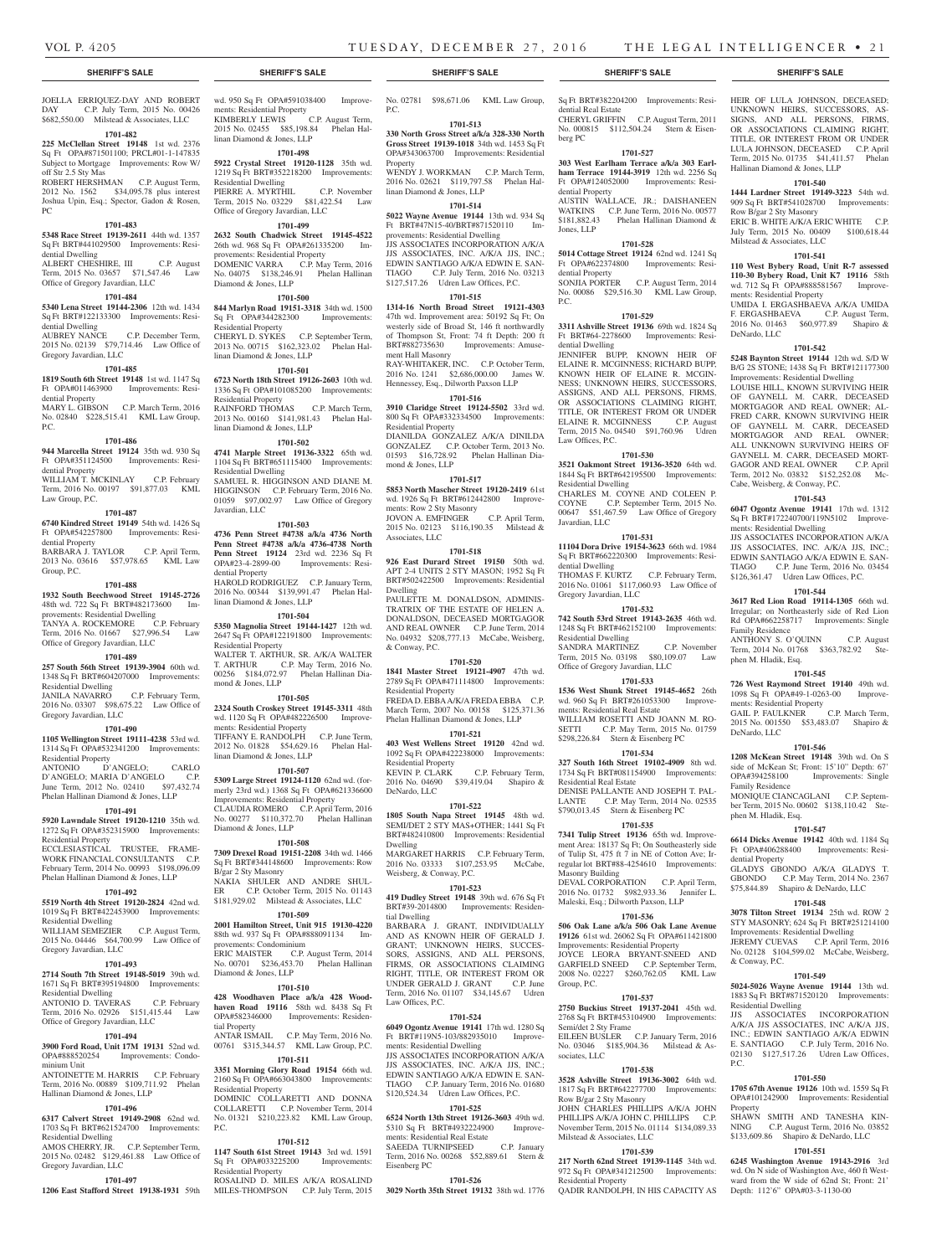JOELLA ERRIQUEZ-DAY AND ROBERT DAY C.P. July Term, 2015 No. 00426 $682,550.00 Milstead & Associates, LLC

**1701-482**

**225 McClellan Street 19148** 1st wd. 2376 Sq Ft OPA#871501100; PRCL#01-1-147835 Subject to Mortgage Improvements: Row W/ off Str 2.5 Sty Mas

ROBERT HERSHMAN C.P. August Term, 2012 No. 1562 $34,095.78 plus interest Joshua Upin, Esq.; Spector, Gadon & Rosen, PC

**1701-483**

**5348 Race Street 19139-2611** 44th wd. 1357 Sq Ft BRT#441029500 Improvements: Residential Dwelling

ALBERT CHESHIRE, III C.P. August Term, 2015 No. 03657 $71,547.46 Law Office of Gregory Javardian, LLC

**1701-484**

**5340 Lena Street 19144-2306** 12th wd. 1434 Sq Ft BRT#122133300 Improvements: Residential Dwelling

AUBREY NANCE C.P. December Term, 2015 No. 02139 $79,714.46 Law Office of Gregory Javardian, LLC

**1701-485**

**1819 South 6th Street 19148** 1st wd. 1147 Sq Ft OPA#011463900 Improvements: Residential Property

MARY L. GIBSON C.P. March Term, 2016 No. 02840 $228,515.41 KML Law Group, P.C.

**1701-486**

**944 Marcella Street 19124** 35th wd. 930 Sq Ft OPA#351124500 Improvements: Residential Property

WILLIAM T. MCKINLAY C.P. February Term, 2016 No. 00197 $91,877.03 KML Law Group, P.C.

**1701-487**

**6740 Kindred Street 19149** 54th wd. 1426 Sq Ft OPA#542257800 Improvements: Residential Property

BARBARA J. TAYLOR C.P. April Term, 2013 No. 03616 $57,978.65 KML Law Group, P.C.

**1701-488**

**1932 South Beechwood Street 19145-2726** 48th wd. 722 Sq Ft BRT#482173600 Improvements: Residential Dwelling

TANYA A. ROCKEMORE C.P. February Term, 2016 No. 01667 $27,996.54 Law Office of Gregory Javardian, LLC

**1701-489**

**257 South 56th Street 19139-3904** 60th wd. 1348 Sq Ft BRT#604207000 Improvements: Residential Dwelling

JANILA NAVARRO C.P. February Term, 2016 No. 03307 $98,675.22 Law Office of Gregory Javardian, LLC

**1701-490**

**1105 Wellington Street 19111-4238** 53rd wd. 1314 Sq Ft OPA#532341200 Improvements: Residential Property

ANTONIO D'ANGELO; CARLO D'ANGELO; MARIA D'ANGELO C.P. June Term, 2012 No. 02410 $97,432.74 Phelan Hallinan Diamond & Jones, LLP

**1701-491**

**5920 Lawndale Street 19120-1210** 35th wd. 1272 Sq Ft OPA#352315900 Improvements: Residential Property

ECCLESIASTICAL TRUSTEE, FRAMEWORK FINANCIAL CONSULTANTS C.P. February Term, 2014 No. 00993 $198,096.09 Phelan Hallinan Diamond & Jones, LLP

**1701-492**

**5519 North 4th Street 19120-2824** 42nd wd. 1019 Sq Ft BRT#422453900 Improvements: Residential Dwelling

WILLIAM SEMEZIER C.P. August Term, 2015 No. 04446 $64,700.99 Law Office of Gregory Javardian, LLC

**1701-493**

**2714 South 7th Street 19148-5019** 39th wd. 1671 Sq Ft BRT#395194800 Improvements: Residential Dwelling

ANTONIO D. TAVERAS C.P. February Term, 2016 No. 02926 $151,415.44 Law Office of Gregory Javardian, LLC

**1701-494**

**3900 Ford Road, Unit 17M 19131** 52nd wd. OPA#888520254 Improvements: Condominium Unit

ANTOINETTE M. HARRIS C.P. February Term, 2016 No. 00889 $109,711.92 Phelan Hallinan Diamond & Jones, LLP

**1701-496**

**6317 Calvert Street 19149-2908** 62nd wd. 1703 Sq Ft BRT#621524700 Improvements: Residential Dwelling

AMOS CHERRY, JR. C.P. September Term, 2015 No. 02482 $129,461.88 Law Office of Gregory Javardian, LLC

**1701-497**

**1206 East Stafford Street 19138-1931** 59th wd. 950 Sq Ft OPA#591038400 Improvements: Residential Property

KIMBERLY LEWIS C.P. August Term, 2015 No. 02455 $85,198.84 Phelan Hallinan Diamond & Jones, LLP

**1701-498**

**5922 Crystal Street 19120-1128** 35th wd. 1219 Sq Ft BRT#352218200 Improvements: Residential Dwelling

PIERRE A. MYRTHIL C.P. November Term, 2015 No. 03229 $81,422.54 Law Office of Gregory Javardian, LLC

**1701-499**

**2632 South Chadwick Street 19145-4522** 26th wd. 968 Sq Ft OPA#261335200 Improvements: Residential Property

DOMENIC VARRA C.P. May Term, 2016 No. 04075 $138,246.91 Phelan Hallinan Diamond & Jones, LLP

**1701-500**

**844 Marlyn Road 19151-3318** 34th wd. 1500 Sq Ft OPA#344282300 Improvements: Residential Property

CHERYL D. SYKES C.P. September Term, 2013 No. 00715 $162,323.02 Phelan Hallinan Diamond & Jones, LLP

**1701-501**

**6723 North 18th Street 19126-2603** 10th wd. 1336 Sq Ft OPA#101085200 Improvements: Residential Property

RAINFORD THOMAS C.P. March Term, 2013 No. 00160 $141,981.43 Phelan Hallinan Diamond & Jones, LLP

**1701-502**

**4741 Marple Street 19136-3322** 65th wd. 1104 Sq Ft BRT#651115400 Improvements: Residential Dwelling

SAMUEL R. HIGGINSON AND DIANE M. HIGGINSON C.P. February Term, 2016 No. 01059 $97,002.97 Law Office of Gregory Javardian, LLC

**1701-503**

**4736 Penn Street #4738 a/k/a 4736 North Penn Street #4738 a/k/a 4736-4738 North Penn Street 19124** 23rd wd. 2236 Sq Ft OPA#23-4-2899-00 Improvements: Residential Property

HAROLD RODRIGUEZ C.P. January Term, 2016 No. 00344 $139,991.47 Phelan Hallinan Diamond & Jones, LLP

**1701-504**

**5350 Magnolia Street 19144-1427** 12th wd. 2647 Sq Ft OPA#122191800 Improvements: Residential Property

WALTER T. ARTHUR, SR. A/K/A WALTER T. ARTHUR C.P. May Term, 2016 No. 00256 $184,072.97 Phelan Hallinan Diamond & Jones, LLP

**1701-505**

**2324 South Croskey Street 19145-3311** 48th wd. 1120 Sq Ft OPA#482226500 Improvements: Residential Property

TIFFANY E. RANDOLPH C.P. June Term, 2012 No. 01828 $54,629.16 Phelan Hallinan Diamond & Jones, LLP

**1701-507**

**5309 Large Street 19124-1120** 62nd wd. (formerly 23rd wd.) 1368 Sq Ft OPA#621336600 Improvements: Residential Property

CLAUDIA ROMERO C.P. April Term, 2016 No. 00277 $110,372.70 Phelan Hallinan Diamond & Jones, LLP

**1701-508**

**7309 Drexel Road 19151-2208** 34th wd. 1466 Sq Ft BRT#344148600 Improvements: Row B/gar 2 Sty Masonry

NAKIA SHULER AND ANDRE SHULER C.P. October Term, 2015 No. 01143 $181,929.02 Milstead & Associates, LLC

**1701-509**

**2001 Hamilton Street, Unit 915 19130-4220** 88th wd. 937 Sq Ft OPA#888091134 Improvements: Condominium

ERIC MAISTER C.P. August Term, 2014 No. 00701 $236,453.70 Phelan Hallinan Diamond & Jones, LLP

**1701-510**

**428 Woodhaven Place a/k/a 428 Woodhaven Road 19116** 58th wd. 8438 Sq Ft OPA#582346000 Improvements: Residential Property

ANTAR ISMAIL C.P. May Term, 2016 No. 00761 $315,344.57 KML Law Group, P.C.

**1701-511**

**3351 Morning Glory Road 19154** 66th wd. 2160 Sq Ft OPA#663043800 Improvements: Residential Property

DOMINIC COLLARETTI AND DONNA COLLARETTI C.P. November Term, 2014 No. 01321 $210,223.82 KML Law Group, P.C.

**1701-512**

**1147 South 61st Street 19143** 3rd wd. 1591 Sq Ft OPA#033225200 Improvements: Residential Property

ROSALIND D. MILES A/K/A ROSALIND MILES-THOMPSON C.P. July Term, 2015 No. 02781 $98,671.06 KML Law Group, P.C.

**1701-513**

**330 North Gross Street a/k/a 328-330 North Gross Street 19139-1018** 34th wd. 1453 Sq Ft OPA#343063700 Improvements: Residential Property

WENDY J. WORKMAN C.P. March Term, 2016 No. 02621 $119,797.58 Phelan Hallinan Diamond & Jones, LLP

**1701-514**

**5022 Wayne Avenue 19144** 13th wd. 934 Sq Ft BRT#47N15-40/BRT#871520110 Improvements: Residential Dwelling

JJS ASSOCIATES INCORPORATION A/K/A JJS ASSOCIATES, INC. A/K/A JJS, INC.; EDWIN SANTIAGO A/K/A EDWIN E. SANTIAGO C.P. July Term, 2016 No. 03213 $127,517.26 Udren Law Offices, P.C.

**1701-515**

**1314-16 North Broad Street 19121-4303** 47th wd. Improvement area: 50192 Sq Ft; On westerly side of Broad St, 146 ft northwardly of Thompson St, Front: 74 ft Depth: 200 ft BRT#882735630 Improvements: Amusement Hall Masonry

RAY-WHITAKER, INC. C.P. October Term, 2016 No. 1241 $2,686,000.00 James W. Hennessey, Esq., Dilworth Paxson LLP

**1701-516**

**3910 Claridge Street 19124-5502** 33rd wd. 800 Sq Ft OPA#332334500 Improvements: Residential Property

DIANILDA GONZALEZ A/K/A DINILDA GONZALEZ C.P. October Term, 2013 No. 01593 $16,728.92 Phelan Hallinan Diamond & Jones, LLP

**1701-517**

**5853 North Mascher Street 19120-2419** 61st wd. 1926 Sq Ft BRT#612442800 Improvements: Row 2 Sty Masonry

JOVON A. EMFINGER C.P. April Term, 2015 No. 02123 $116,190.35 Milstead & Associates, LLC

**1701-518**

**926 East Durard Street 19150** 50th wd. APT 2-4 UNITS 2 STY MASON; 1952 Sq Ft BRT#502422500 Improvements: Residential Dwelling

PAULETTE M. DONALDSON, ADMINISTRATRIX OF THE ESTATE OF HELEN A. DONALDSON, DECEASED MORTGAGOR AND REAL OWNER C.P. June Term, 2014 No. 04932 $208,777.13 McCabe, Weisberg, & Conway, P.C.

**1701-520**

**1841 Master Street 19121-4907** 47th wd. 2789 Sq Ft OPA#471114800 Improvements: Residential Property

FREDA D. EBBA A/K/A FREDA EBBA C.P. March Term, 2007 No. 00158 $125,371.36 Phelan Hallinan Diamond & Jones, LLP

**1701-521**

**403 West Wellens Street 19120** 42nd wd. 1092 Sq Ft OPA#422238000 Improvements: Residential Property

KEVIN P. CLARK C.P. February Term, 2016 No. 04690 $39,419.04 Shapiro & DeNardo, LLC

**1701-522**

**1805 South Napa Street 19145** 48th wd. SEMI/DET 2 STY MAS+OTHER; 1441 Sq Ft BRT#482410800 Improvements: Residential Dwelling

MARGARET HARRIS C.P. February Term, 2016 No. 03333 $107,253.95 McCabe, Weisberg, & Conway, P.C.

**1701-523**

**419 Dudley Street 19148** 39th wd. 676 Sq Ft BRT#39-2014800 Improvements: Residential Dwelling

BARBARA J. GRANT, INDIVIDUALLY AND AS KNOWN HEIR OF GERALD J. GRANT; UNKNOWN HEIRS, SUCCESSORS, ASSIGNS, AND ALL PERSONS, FIRMS, OR ASSOCIATIONS CLAIMING RIGHT, TITLE, OR INTEREST FROM OR UNDER GERALD J. GRANT C.P. June Term, 2016 No. 01107 $34,145.67 Udren Law Offices, P.C.

**1701-524**

**6049 Ogontz Avenue 19141** 17th wd. 1280 Sq Ft BRT#119N5-103/882935010 Improvements: Residential Dwelling

JJS ASSOCIATES INCORPORATION A/K/A JJS ASSOCIATES, INC. A/K/A JJS, INC.; EDWIN SANTIAGO A/K/A EDWIN E. SANTIAGO C.P. January Term, 2016 No. 01680 $120,524.34 Udren Law Offices, P.C.

**1701-525**

**6524 North 13th Street 19126-3603** 49th wd. 5310 Sq Ft BRT#4932224900 Improvements: Residential Real Estate

SAEEDA TURNIPSEED C.P. January Term, 2016 No. 00268 $52,889.61 Stern & Eisenberg PC

**1701-526**

**3029 North 35th Street 19132** 38th wd. 1776 Sq Ft BRT#382204200 Improvements: Residential Real Estate

CHERYL GRIFFIN C.P. August Term, 2011 No. 000815 $112,504.24 Stern & Eisenberg PC

**1701-527**

**303 West Earlham Terrace a/k/a 303 Earlham Terrace 19144-3919** 12th wd. 2256 Sq Ft OPA#124052000 Improvements: Residential Property

AUSTIN WALLACE, JR.; DAISHANEEN WATKINS C.P. June Term, 2016 No. 00577 $181,882.43 Phelan Hallinan Diamond & Jones, LLP

**1701-528**

**5014 Cottage Street 19124** 62nd wd. 1241 Sq Ft OPA#622374800 Improvements: Residential Property

SONJIA PORTER C.P. August Term, 2014 No. 00086 $29,516.30 KML Law Group, P.C.

**1701-529**

**3311 Ashville Street 19136** 69th wd. 1824 Sq Ft BRT#64-2278600 Improvements: Residential Dwelling

JENNIFER BUPP, KNOWN HEIR OF ELAINE R. MCGINNESS; RICHARD BUPP, KNOWN HEIR OF ELAINE R. MCGINNESS; UNKNOWN HEIRS, SUCCESSORS, ASSIGNS, AND ALL PERSONS, FIRMS, OR ASSOCIATIONS CLAIMING RIGHT, TITLE, OR INTEREST FROM OR UNDER ELAINE R. MCGINNESS C.P. August Term, 2015 No. 04540 $91,760.96 Udren Law Offices, P.C.

**1701-530**

**3521 Oakmont Street 19136-3520** 64th wd. 1844 Sq Ft BRT#642195500 Improvements: Residential Dwelling

CHARLES M. COYNE AND COLEEN P. COYNE C.P. September Term, 2015 No. 00647 $51,467.59 Law Office of Gregory Javardian, LLC

**1701-531**

**11104 Dora Drive 19154-3623** 66th wd. 1984 Sq Ft BRT#662220300 Improvements: Residential Dwelling

THOMAS F. KURTZ C.P. February Term, 2016 No. 01061 $117,060.93 Law Office of Gregory Javardian, LLC

**1701-532**

**742 South 53rd Street 19143-2635** 46th wd. 1248 Sq Ft BRT#462152100 Improvements: Residential Dwelling

SANDRA MARTINEZ C.P. November Term, 2015 No. 03198 $80,109.07 Law Office of Gregory Javardian, LLC

**1701-533**

**1536 West Shunk Street 19145-4652** 26th wd. 960 Sq Ft BRT#261053300 Improvements: Residential Real Estate

WILLIAM ROSETTI AND JOANN M. ROSETTI C.P. May Term, 2015 No. 01759 $298,226.84 Stern & Eisenberg PC

**1701-534**

**327 South 16th Street 19102-4909** 8th wd. 1734 Sq Ft BRT#081154900 Improvements: Residential Real Estate

DENISE PALLANTE AND JOSEPH T. PALLANTE C.P. May Term, 2014 No. 02535 $790,013.45 Stern & Eisenberg PC

**1701-535**

**7341 Tulip Street 19136** 65th wd. Improvement Area: 18137 Sq Ft; On Southeasterly side of Tulip St, 475 ft 7 in NE of Cotton Ave; Irregular lot BRT#88-4254610 Improvements: Masonry Building

DEVAL CORPORATION C.P. April Term, 2016 No. 01732 $982,933.36 Jennifer L. Maleski, Esq.; Dilworth Paxson, LLP

**1701-536**

**506 Oak Lane a/k/a 506 Oak Lane Avenue 19126** 61st wd. 26062 Sq Ft OPA#611421800 Improvements: Residential Property

JOYCE LEORA BRYANT-SNEED AND GARFIELD SNEED C.P. September Term, 2008 No. 02227 $260,762.05 KML Law Group, P.C.

**1701-537**

**2750 Buckius Street 19137-2041** 45th wd. 2768 Sq Ft BRT#453104900 Improvements: Semi/det 2 Sty Frame

EILEEN BUSLER C.P. January Term, 2016 No. 03046 $185,904.36 Milstead & Associates, LLC

**1701-538**

**3528 Ashville Street 19136-3002** 64th wd. 1817 Sq Ft BRT#642277700 Improvements: Row B/gar 2 Sty Masonry

JOHN CHARLES PHILLIPS A/K/A JOHN PHILLIPS A/K/A JOHN C. PHILLIPS C.P. November Term, 2015 No. 01114 $134,089.33 Milstead & Associates, LLC

**1701-539**

**217 North 62nd Street 19139-1145** 34th wd. 972 Sq Ft OPA#341212500 Improvements: Residential Property

QADIR RANDOLPH, IN HIS CAPACITY AS HEIR OF LULA JOHNSON, DECEASED; UNKNOWN HEIRS, SUCCESSORS, ASSIGNS, AND ALL PERSONS, FIRMS, OR ASSOCIATIONS CLAIMING RIGHT, TITLE, OR INTEREST FROM OR UNDER LULA JOHNSON, DECEASED C.P. April Term, 2015 No. 01735 $41,411.57 Phelan Hallinan Diamond & Jones, LLP

**1701-540**

**1444 Lardner Street 19149-3223** 54th wd. 909 Sq Ft BRT#541028700 Improvements: Row B/gar 2 Sty Masonry

ERIC B. WHITE A/K/A ERIC WHITE C.P. July Term, 2015 No. 00409 $100,618.44 Milstead & Associates, LLC

**1701-541**

**110 West Bybery Road, Unit R-7 assessed 110-30 Byberry Road, Unit K7 19116** 58th wd. 712 Sq Ft OPA#888581567 Improvements: Residential Property

UMIDA I. ERGASHBAEVA A/K/A UMIDA F. ERGASHBAEVA C.P. August Term, 2016 No. 01463 $60,977.89 Shapiro & DeNardo, LLC

**1701-542**

**5248 Baynton Street 19144** 12th wd. S/D W B/G 2S STONE; 1438 Sq Ft BRT#121177300 Improvements: Residential Dwelling

LOUISE HILL, KNOWN SURVIVING HEIR OF GAYNELL M. CARR, DECEASED MORTGAGOR AND REAL OWNER; ALFRED CARR, KNOWN SURVIVING HEIR OF GAYNELL M. CARR, DECEASED MORTGAGOR AND REAL OWNER; ALL UNKNOWN SURVIVING HEIRS OF GAYNELL M. CARR, DECEASED MORTGAGOR AND REAL OWNER C.P. April Term, 2012 No. 03832 $152,252.08 McCabe, Weisberg, & Conway, P.C.

**1701-543**

**6047 Ogontz Avenue 19141** 17th wd. 1312 Sq Ft BRT#172240700/119N5102 Improvements: Residential Dwelling

JJS ASSOCIATES INCORPORATION A/K/A JJS ASSOCIATES, INC. A/K/A JJS, INC.; EDWIN SANTIAGO A/K/A EDWIN E. SANTIAGO C.P. June Term, 2016 No. 03454 $126,361.47 Udren Law Offices, P.C.

**1701-544**

**3617 Red Lion Road 19114-1305** 66th wd. Irregular; on Northeasterly side of Red Lion Rd OPA#662258717 Improvements: Single Family Residence

ANTHONY S. O'QUINN C.P. August Term, 2014 No. 01768 $363,782.92 Stephen M. Hladik, Esq.

**1701-545**

**726 West Raymond Street 19140** 49th wd. 1098 Sq Ft OPA#49-1-0263-00 Improvements: Residential Property

GAIL P. FAULKNER C.P. March Term, 2015 No. 001550 $53,483.07 Shapiro & DeNardo, LLC

**1701-546**

**1208 McKean Street 19148** 39th wd. On S side of McKean St; Front: 15'10" Depth: 67' OPA#394258100 Improvements: Single Family Residence

MONIQUE CIANCAGLANI C.P. September Term, 2015 No. 00602 $138,110.42 Stephen M. Hladik, Esq.

**1701-547**

**6614 Dicks Avenue 19142** 40th wd. 1184 Sq Ft OPA#406288400 Improvements: Residential Property

GLADYS GBONDO A/K/A GLADYS T. GBONDO C.P. May Term, 2014 No. 2367 $75,844.89 Shapiro & DeNardo, LLC

**1701-548**

**3078 Tilton Street 19134** 25th wd. ROW 2 STY MASONRY; 624 Sq Ft BRT#251214100 Improvements: Residential Dwelling

JEREMY CUEVAS C.P. April Term, 2016 No. 02128 $104,599.02 McCabe, Weisberg, & Conway, P.C.

**1701-549**

**5024-5026 Wayne Avenue 19144** 13th wd. 1883 Sq Ft BRT#871520120 Improvements: Residential Dwelling

JJS ASSOCIATES INCORPORATION A/K/A JJS ASSOCIATES, INC A/K/A JJS, INC.; EDWIN SANTIAGO A/K/A EDWIN E. SANTIAGO C.P. July Term, 2016 No. 02130 $127,517.26 Udren Law Offices, P.C.

**1701-550**

**1705 67th Avenue 19126** 10th wd. 1559 Sq Ft OPA#101242900 Improvements: Residential Property

SHAWN SMITH AND TANESHA KINNING C.P. August Term, 2016 No. 03852 $133,609.86 Shapiro & DeNardo, LLC

**1701-551**

**6245 Washington Avenue 19143-2916** 3rd wd. On N side of Washington Ave. 460 ft Westward from the W side of 62nd St; Front: 21' Depth: 112'6" OPA#03-3-1130-00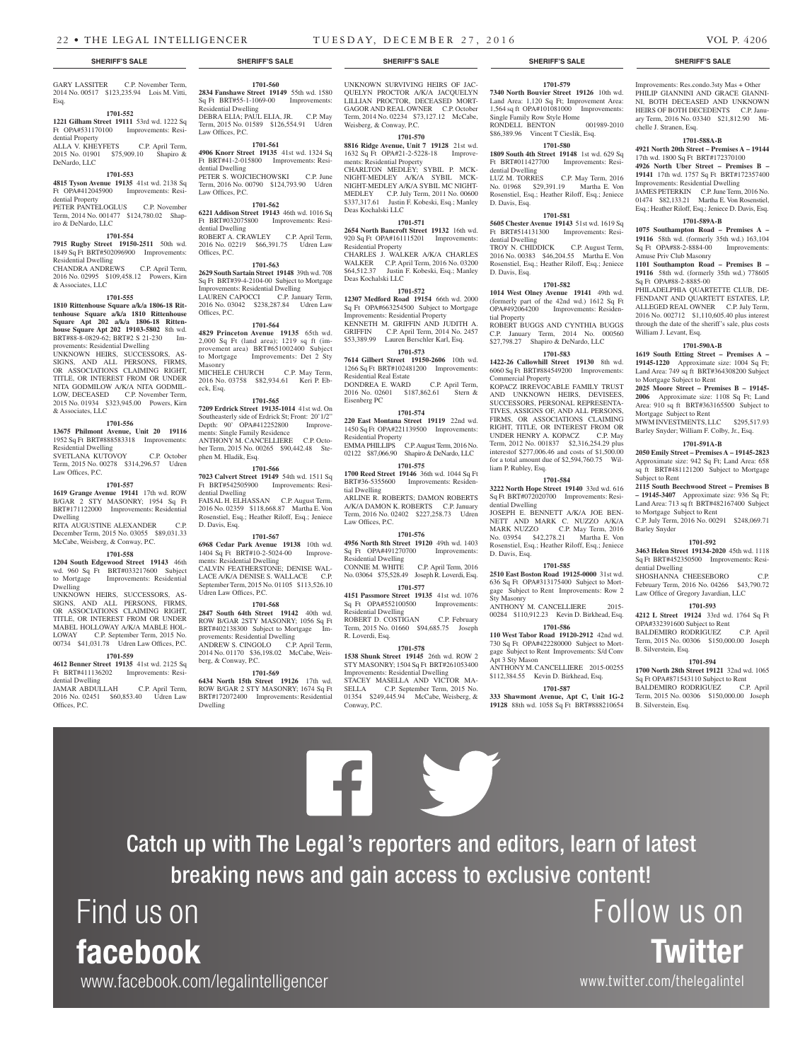**SHERIFF'S SALE**

GARY LASSITER C.P. November Term, 2014 No. 00517 $123,235.94 Lois M. Vitti, Esq.

**1701-552**

**1221 Gilham Street 19111** 53rd wd. 1222 Sq Ft OPA#531170100 Improvements: Residential Property

ALLA V. KHEYFETS C.P. April Term, 2015 No. 01901 $75,909.10 Shapiro & DeNardo, LLC

**1701-553**

**4815 Tyson Avenue 19135** 41st wd. 2138 Sq Ft OPA#412045900 Improvements: Residential Property

PETER PANTELOGLUS C.P. November Term, 2014 No. 001477 $124,780.02 Shapiro & DeNardo, LLC

**1701-554**

**7915 Rugby Street 19150-2511** 50th wd. 1849 Sq Ft BRT#502096900 Improvements: Residential Dwelling

CHANDRA ANDREWS C.P. April Term, 2016 No. 02995 $109,458.12 Powers, Kirn & Associates, LLC

**1701-555**

**1810 Rittenhouse Square a/k/a 1806-18 Rittenhouse Square a/k/a 1810 Rittenhouse Square Apt 202 a/k/a 1806-18 Rittenhouse Square Apt 202 19103-5802** 8th wd. BRT#88-8-0829-62; BRT#2 S 21-230 Improvements: Residential Dwelling

UNKNOWN HEIRS, SUCCESSORS, ASSIGNS, AND ALL PERSONS, FIRMS, OR ASSOCIATIONS CLAIMING RIGHT, TITLE, OR INTEREST FROM OR UNDER NITA GODMILOW A/K/A NITA GODMILLOW, DECEASED C.P. November Term, 2015 No. 01934 $323,945.00 Powers, Kirn & Associates, LLC

**1701-556**

**13675 Philmont Avenue, Unit 20 19116** 1952 Sq Ft BRT#888583318 Improvements: Residential Dwelling

SVETLANA KUTOVOY C.P. October Term, 2015 No. 00278 $314,296.57 Udren Law Offices, P.C.

**1701-557**

**1619 Grange Avenue 19141** 17th wd. ROW B/GAR 2 STY MASONRY; 1954 Sq Ft BRT#171122000 Improvements: Residential Dwelling

RITA AUGUSTINE ALEXANDER C.P. December Term, 2015 No. 03055 $89,031.33 McCabe, Weisberg, & Conway, P.C.

**1701-558**

**1204 South Edgewood Street 19143** 46th wd. 960 Sq Ft BRT#033217600 Subject to Mortgage Improvements: Residential Dwelling

UNKNOWN HEIRS, SUCCESSORS, ASSIGNS, AND ALL PERSONS, FIRMS, OR ASSOCIATIONS CLAIMING RIGHT, TITLE, OR INTEREST FROM OR UNDER MABEL HOLLOWAY A/K/A MABLE HOLLOWAY C.P. September Term, 2015 No. 00734 $41,031.78 Udren Law Offices, P.C.

**1701-559**

**4612 Benner Street 19135** 41st wd. 2125 Sq Ft BRT#411136202 Improvements: Residential Dwelling

JAMAR ABDULLAH C.P. April Term, 2016 No. 02451 $60,853.40 Udren Law Offices, P.C.

**1701-560**

**2834 Fanshawe Street 19149** 55th wd. 1580 Sq Ft BRT#55-1-1069-00 Improvements: Residential Dwelling

DEBRA ELIA; PAUL ELIA, JR. C.P. May Term, 2015 No. 01589 $126,554.91 Udren Law Offices, P.C.

**1701-561**

**4906 Knorr Street 19135** 41st wd. 1324 Sq Ft BRT#41-2-015800 Improvements: Residential Dwelling

PETER S. WOJCIECHOWSKI C.P. June Term, 2016 No. 00790 $124,793.90 Udren Law Offices, P.C.

**1701-562**

**6221 Addison Street 19143** 46th wd. 1016 Sq Ft BRT#032075800 Improvements: Residential Dwelling

ROBERT A. CRAWLEY C.P. April Term, 2016 No. 02219 $66,391.75 Udren Law Offices, P.C.

**1701-563**

**2629 South Sartain Street 19148** 39th wd. 708 Sq Ft BRT#39-4-2104-00 Subject to Mortgage Improvements: Residential Dwelling

LAUREN CAPOCCI C.P. January Term, 2016 No. 03042 $238,287.84 Udren Law Offices, P.C.

**1701-564**

**4829 Princeton Avenue 19135** 65th wd. 2,000 Sq Ft (land area); 1219 sq ft (improvement area) BRT#651002400 Subject to Mortgage Improvements: Det 2 Sty Masonry

MICHELE CHURCH C.P. May Term, 2016 No. 03758 $82,934.61 Keri P. Ebeck, Esq.

**1701-565**

**7209 Erdrick Street 19135-1014** 41st wd. On Southeasterly side of Erdrick St; Front: 20'1/2" Depth: 90' OPA#412252800 Improvements: Single Family Residence

ANTHONY M. CANCELLIERE C.P. October Term, 2015 No. 00265 $90,442.48 Stephen M. Hladik, Esq.

**1701-566**

**7023 Calvert Street 19149** 54th wd. 1511 Sq Ft BRT#542505900 Improvements: Residential Dwelling

FAISAL H. ELHASSAN C.P. August Term, 2016 No. 02359 $118,668.87 Martha E. Von Rosenstiel, Esq.; Heather Riloff, Esq.; Jeniece D. Davis, Esq.

**1701-567**

**6968 Cedar Park Avenue 19138** 10th wd. 1404 Sq Ft BRT#10-2-5024-00 Improvements: Residential Dwelling

CALVIN FEATHERSTONE; DENISE WALLACE A/K/A DENISE S. WALLACE C.P. September Term, 2015 No. 01105 $113,526.10 Udren Law Offices, P.C.

**1701-568**

**2847 South 64th Street 19142** 40th wd. ROW B/GAR 2STY MASONRY; 1056 Sq Ft BRT#402138300 Subject to Mortgage Improvements: Residential Dwelling

ANDREW S. CINGOLO C.P. April Term, 2014 No. 01170 $36,198.02 McCabe, Weisberg, & Conway, P.C.

**1701-569**

**6434 North 15th Street 19126** 17th wd. ROW B/GAR 2 STY MASONRY; 1674 Sq Ft BRT#172072400 Improvements: Residential Dwelling

UNKNOWN SURVIVING HEIRS OF JACQUELYN PROCTOR A/K/A JACQUELYN LILLIAN PROCTOR, DECEASED MORTGAGOR AND REAL OWNER C.P. October Term, 2014 No. 02234 $73,127.12 McCabe, Weisberg, & Conway, P.C.

**1701-570**

**8816 Ridge Avenue, Unit 7 19128** 21st wd. 1632 Sq Ft OPA#21-2-5228-18 Improvements: Residential Property

CHARLTON MEDLEY; SYBIL P. MCKNIGHT-MEDLEY A/K/A SYBIL MCKNIGHT-MEDLEY A/K/A SYBIL MC NIGHT-MEDLEY C.P. July Term, 2011 No. 00600 $337,317.61 Justin F. Kobeski, Esq.; Manley Deas Kochalski LLC

**1701-571**

**2654 North Bancroft Street 19132** 16th wd. 920 Sq Ft OPA#161115201 Improvements: Residential Property

CHARLES J. WALKER A/K/A CHARLES WALKER C.P. April Term, 2016 No. 03200 $64,512.37 Justin F. Kobeski, Esq.; Manley Deas Kochalski LLC

**1701-572**

**12307 Medford Road 19154** 66th wd. 2000 Sq Ft OPA#663254500 Subject to Mortgage Improvements: Residential Property

KENNETH M. GRIFFIN AND JUDITH A. GRIFFIN C.P. April Term, 2014 No. 2457 $53,389.99 Lauren Berschler Karl, Esq.

**1701-573**

**7614 Gilbert Street 19150-2606** 10th wd. 1266 Sq Ft BRT#102481200 Improvements: Residential Real Estate

DONDREA E. WARD C.P. April Term, 2016 No. 02601 $187,862.61 Stern & Eisenberg PC

**1701-574**

**220 East Montana Street 19119** 22nd wd. 1450 Sq Ft OPA#221139500 Improvements: Residential Property

EMMA PHILLIPS C.P. August Term, 2016 No. 02122 $87,066.90 Shapiro & DeNardo, LLC

**1701-575**

**1700 Reed Street 19146** 36th wd. 1044 Sq Ft BRT#36-5355600 Improvements: Residential Dwelling

ARLINE R. ROBERTS; DAMON ROBERTS A/K/A DAMON K. ROBERTS C.P. January Term, 2016 No. 02402 $227,258.73 Udren Law Offices, P.C.

**1701-576**

**4956 North 8th Street 19120** 49th wd. 1403 Sq Ft OPA#491270700 Improvements: Residential Dwelling

CONNIE M. WHITE C.P. April Term, 2016 No. 03064 $75,528.49 Joseph R. Loverdi, Esq.

**1701-577**

**4151 Passmore Street 19135** 41st wd. 1076 Sq Ft OPA#552100500 Improvements: Residential Dwelling

ROBERT D. COSTIGAN C.P. February Term, 2015 No. 01660 $94,685.75 Joseph R. Loverdi, Esq.

**1701-578**

**1538 Shunk Street 19145** 26th wd. ROW 2 STY MASONRY; 1504 Sq Ft BRT#261053400 Improvements: Residential Dwelling

STACEY MASELLA AND VICTOR MASELLA C.P. September Term, 2015 No. 01354 $249,445.94 McCabe, Weisberg, & Conway, P.C.

**1701-579**

**7340 North Bouvier Street 19126** 10th wd. Land Area: 1,120 Sq Ft; Improvement Area: 1,564 sq ft OPA#101081000 Improvements: Single Family Row Style Home

RONDELL BENTON 001989-2010 $86,389.96 Vincent T Cieslik, Esq.

**1701-580**

**1809 South 4th Street 19148** 1st wd. 629 Sq Ft BRT#011427700 Improvements: Residential Dwelling

LUZ M. TORRES C.P. May Term, 2016 No. 01968 $29,391.19 Martha E. Von Rosenstiel, Esq.; Heather Riloff, Esq.; Jeniece D. Davis, Esq.

**1701-581**

**5605 Chester Avenue 19143** 51st wd. 1619 Sq Ft BRT#514131300 Improvements: Residential Dwelling

TROY N. CHIDDICK C.P. August Term, 2016 No. 00383 $46,204.55 Martha E. Von Rosenstiel, Esq.; Heather Riloff, Esq.; Jeniece D. Davis, Esq.

**1701-582**

**1014 West Olney Avenue 19141** 49th wd. (formerly part of the 42nd wd.) 1612 Sq Ft OPA#492064200 Improvements: Residential Property

ROBERT BUGGS AND CYNTHIA BUGGS C.P. January Term, 2014 No. 000560 $27,798.27 Shapiro & DeNardo, LLC

**1701-583**

**1422-26 Callowhill Street 19130** 8th wd. 6060 Sq Ft BRT#884549200 Improvements: Commercial Property

KOPACZ IRREVOCABLE FAMILY TRUST AND UNKNOWN HEIRS, DEVISEES, SUCCESSORS, PERSONAL REPRESENTATIVES, ASSIGNS OF, AND ALL PERSONS, FIRMS, OR ASSOCIATIONS CLAIMING RIGHT, TITLE, OR INTEREST FROM OR UNDER HENRY A. KOPACZ C.P. May Term, 2012 No. 001837 $2,316,254.29 plus interestof $277,006.46 and costs of $1,500.00 for a total amount due of $2,594,760.75 William P. Rubley, Esq.

**1701-584**

**3222 North Hope Street 19140** 33rd wd. 616 Sq Ft BRT#072020700 Improvements: Residential Dwelling

JOSEPH E. BENNETT A/K/A JOE BENNETT AND MARK C. NUZZO A/K/A MARK NUZZO C.P. May Term, 2016 No. 03954 $42,278.21 Martha E. Von Rosenstiel, Esq.; Heather Riloff, Esq.; Jeniece D. Davis, Esq.

**1701-585**

**2510 East Boston Road 19125-0000** 31st wd. 636 Sq Ft OPA#313175400 Subject to Mortgage Subject to Rent Improvements: Row 2 Sty Masonry

ANTHONY M. CANCELLIERE 2015-00284 $110,912.23 Kevin D. Birkhead, Esq.

**1701-586**

**110 West Tabor Road 19120-2912** 42nd wd. 730 Sq Ft OPA#422280000 Subject to Mortgage Subject to Rent Improvements: S/d Conv Apt 3 Sty Mason

ANTHONY M. CANCELLIERE 2015-00255 $112,384.55 Kevin D. Birkhead, Esq.

**1701-587**

**333 Shawmont Avenue, Apt C, Unit 1G-2 19128** 88th wd. 1058 Sq Ft BRT#888210654 Improvements: Res.condo.3sty Mas + Other

PHILIP GIANNINI AND GRACE GIANNINI, BOTH DECEASED AND UNKNOWN HEIRS OF BOTH DECEDENTS C.P. January Term, 2016 No. 03340 $21,812.90 Michelle J. Stranen, Esq.

**1701-588A-B**

**4921 North 20th Street – Premises A – 19144** 17th wd. 1800 Sq Ft BRT#172370100

**4926 North Uber Street – Premises B – 19141** 17th wd. 1757 Sq Ft BRT#172357400 Improvements: Residential Dwelling

JAMES PETERKIN C.P. June Term, 2016 No. 01474 $82,133.21 Martha E. Von Rosenstiel, Esq.; Heather Riloff, Esq.; Jeniece D. Davis, Esq.

**1701-589A-B**

**1075 Southampton Road – Premises A – 19116** 58th wd. (formerly 35th wd.) 163,104 Sq Ft OPA#88-2-8884-00 Improvements: Amuse Priv Club Masonry

**1101 Southampton Road – Premises B – 19116** 58th wd. (formerly 35th wd.) 778605 Sq Ft OPA#88-2-8885-00

PHILADELPHIA QUARTETTE CLUB, DEFENDANT AND QUARTETT ESTATES, LP, ALLEGED REAL OWNER C.P. July Term, 2016 No. 00272 $1,110,605.40 plus interest through the date of the sheriff's sale, plus costs William J. Levant, Esq.

**1701-590A-B**

**1619 South Etting Street – Premises A – 19145-1220** Approximate size: 1004 Sq Ft; Land Area: 749 sq ft BRT#364308200 Subject to Mortgage Subject to Rent

**2025 Moore Street – Premises B – 19145-2006** Approximate size: 1108 Sq Ft; Land Area: 910 sq ft BRT#363165500 Subject to Mortgage Subject to Rent

MWM INVESTMENTS, LLC $295,517.93 Barley Snyder; William F. Colby, Jr., Esq.

**1701-591A-B**

**2050 Emily Street – Premises A – 19145-2823** Approximate size: 942 Sq Ft; Land Area: 658 sq ft BRT#481121200 Subject to Mortgage Subject to Rent

**2115 South Beechwood Street – Premises B – 19145-3407** Approximate size: 936 Sq Ft; Land Area: 713 sq ft BRT#482167400 Subject to Mortgage Subject to Rent

C.P. July Term, 2016 No. 00291 $248,069.71 Barley Snyder

**1701-592**

**3463 Helen Street 19134-2020** 45th wd. 1118 Sq Ft BRT#452350500 Improvements: Residential Dwelling

SHOSHANNA CHEESEBORO C.P. February Term, 2016 No. 04266 $43,790.72 Law Office of Gregory Javardian, LLC

**1701-593**

**4212 L Street 19124** 33rd wd. 1764 Sq Ft OPA#332391600 Subject to Rent

BALDEMIRO RODRIGUEZ C.P. April Term, 2015 No. 00306 $150,000.00 Joseph B. Silverstein, Esq.

**1701-594**

**1700 North 28th Street 19121** 32nd wd. 1065 Sq Ft OPA#871543110 Subject to Rent

BALDEMIRO RODRIGUEZ C.P. April Term, 2015 No. 00306 $150,000.00 Joseph B. Silverstein, Esq.

Catch up with The Legal's reporters and editors, learn of latest breaking news and gain access to exclusive content!

Find us on **facebook**

www.facebook.com/legalintelligencer

Follow us on **Twitter**

www.twitter.com/thelegalintel